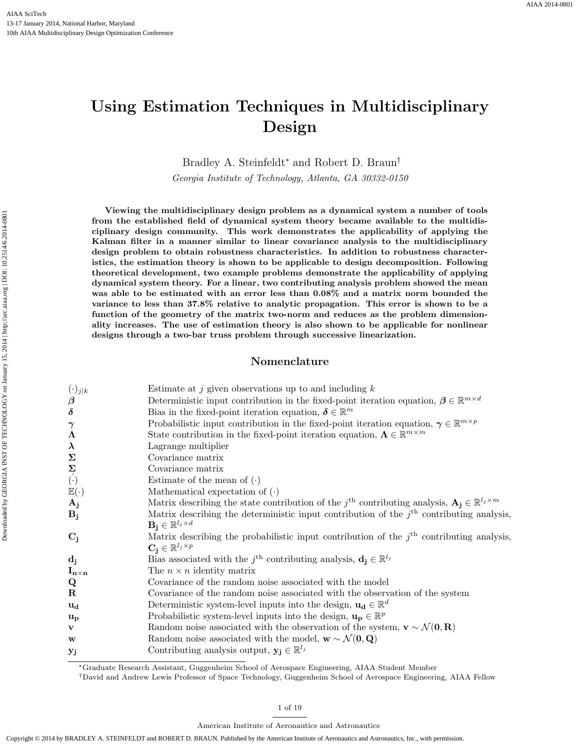# Using Estimation Techniques in Multidisciplinary Design

Bradley A. Steinfeldt* and Robert D. Braun†

*Georgia Institute of Technology, Atlanta, GA 30332-0150*

**Viewing the multidisciplinary design problem as a dynamical system a number of tools from the established field of dynamical system theory became available to the multidisciplinary design community. This work demonstrates the applicability of applying the Kalman filter in a manner similar to linear covariance analysis to the multidisciplinary design problem to obtain robustness characteristics. In addition to robustness characteristics, the estimation theory is shown to be applicable to design decomposition. Following theoretical development, two example problems demonstrate the applicability of applying dynamical system theory. For a linear, two contributing analysis problem showed the mean was able to be estimated with an error less than 0.08% and a matrix norm bounded the variance to less than 37.8% relative to analytic propagation. This error is shown to be a function of the geometry of the matrix two-norm and reduces as the problem dimensionality increases. The use of estimation theory is also shown to be applicable for nonlinear designs through a two-bar truss problem through successive linearization.**

## Nomenclature

| | |
|---|---|
| $(\cdot)_{j\|k}$ | Estimate at $j$ given observations up to and including $k$ |
| $\boldsymbol{\beta}$ | Deterministic input contribution in the fixed-point iteration equation, $\boldsymbol{\beta} \in \mathbb{R}^{m\times d}$ |
| $\boldsymbol{\delta}$ | Bias in the fixed-point iteration equation, $\boldsymbol{\delta} \in \mathbb{R}^{m}$ |
| $\boldsymbol{\gamma}$ | Probabilistic input contribution in the fixed-point iteration equation, $\boldsymbol{\gamma} \in \mathbb{R}^{m\times p}$ |
| $\boldsymbol{\Lambda}$ | State contribution in the fixed-point iteration equation, $\boldsymbol{\Lambda} \in \mathbb{R}^{m\times m}$ |
| $\boldsymbol{\lambda}$ | Lagrange multiplier |
| $\boldsymbol{\Sigma}$ | Covariance matrix |
| $\boldsymbol{\Sigma}$ | Covariance matrix |
| $\hat{(\cdot)}$ | Estimate of the mean of $(\cdot)$ |
| $\mathbb{E}(\cdot)$ | Mathematical expectation of $(\cdot)$ |
| $\mathbf{A_j}$ | Matrix describing the state contribution of the $j^{\text{th}}$ contributing analysis, $\mathbf{A_j} \in \mathbb{R}^{l_j\times m}$ |
| $\mathbf{B_j}$ | Matrix describing the deterministic input contribution of the $j^{\text{th}}$ contributing analysis, $\mathbf{B_j} \in \mathbb{R}^{l_j\times d}$ |
| $\mathbf{C_j}$ | Matrix describing the probabilistic input contribution of the $j^{\text{th}}$ contributing analysis, $\mathbf{C_j} \in \mathbb{R}^{l_j\times p}$ |
| $\mathbf{d_j}$ | Bias associated with the $j^{\text{th}}$ contributing analysis, $\mathbf{d_j} \in \mathbb{R}^{l_j}$ |
| $\mathbf{I_{n\times n}}$ | The $n \times n$ identity matrix |
| $\mathbf{Q}$ | Covariance of the random noise associated with the model |
| $\mathbf{R}$ | Covariance of the random noise associated with the observation of the system |
| $\mathbf{u_d}$ | Deterministic system-level inputs into the design, $\mathbf{u_d} \in \mathbb{R}^{d}$ |
| $\mathbf{u_p}$ | Probabilistic system-level inputs into the design, $\mathbf{u_p} \in \mathbb{R}^{p}$ |
| $\mathbf{v}$ | Random noise associated with the observation of the system, $\mathbf{v} \sim \mathcal{N}(\mathbf{0}, \mathbf{R})$ |
| $\mathbf{w}$ | Random noise associated with the model, $\mathbf{w} \sim \mathcal{N}(\mathbf{0}, \mathbf{Q})$ |
| $\mathbf{y_j}$ | Contributing analysis output, $\mathbf{y_j} \in \mathbb{R}^{l_j}$ |

*Graduate Research Assistant, Guggenheim School of Aerospace Engineering, AIAA Student Member

†David and Andrew Lewis Professor of Space Technology, Guggenheim School of Aerospace Engineering, AIAA Fellow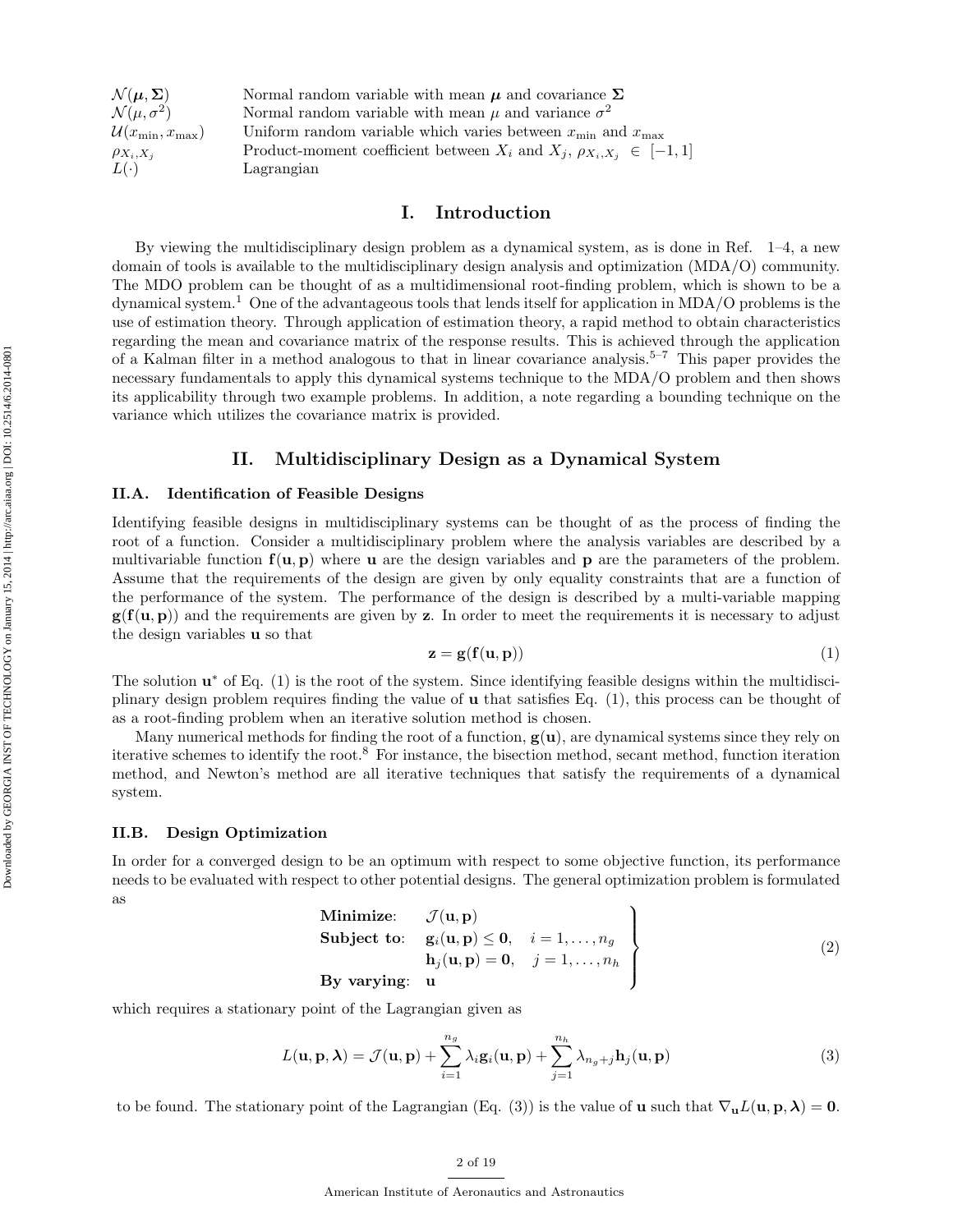| | |
|---|---|
| $\mathcal{N}(\boldsymbol{\mu}, \boldsymbol{\Sigma})$ | Normal random variable with mean $\boldsymbol{\mu}$ and covariance $\boldsymbol{\Sigma}$ |
| $\mathcal{N}(\mu, \sigma^2)$ | Normal random variable with mean $\mu$ and variance $\sigma^2$ |
| $\mathcal{U}(x_{\min}, x_{\max})$ | Uniform random variable which varies between $x_{\min}$ and $x_{\max}$ |
| $\rho_{X_i,X_j}$ | Product-moment coefficient between $X_i$ and $X_j$, $\rho_{X_i,X_j} \in [-1, 1]$ |
| $L(\cdot)$ | Lagrangian |

# I. Introduction

By viewing the multidisciplinary design problem as a dynamical system, as is done in Ref. 1–4, a new domain of tools is available to the multidisciplinary design analysis and optimization (MDA/O) community. The MDO problem can be thought of as a multidimensional root-finding problem, which is shown to be a dynamical system.[1] One of the advantageous tools that lends itself for application in MDA/O problems is the use of estimation theory. Through application of estimation theory, a rapid method to obtain characteristics regarding the mean and covariance matrix of the response results. This is achieved through the application of a Kalman filter in a method analogous to that in linear covariance analysis.[5–7] This paper provides the necessary fundamentals to apply this dynamical systems technique to the MDA/O problem and then shows its applicability through two example problems. In addition, a note regarding a bounding technique on the variance which utilizes the covariance matrix is provided.

# II. Multidisciplinary Design as a Dynamical System

## II.A. Identification of Feasible Designs

Identifying feasible designs in multidisciplinary systems can be thought of as the process of finding the root of a function. Consider a multidisciplinary problem where the analysis variables are described by a multivariable function $\mathbf{f}(\mathbf{u}, \mathbf{p})$ where $\mathbf{u}$ are the design variables and $\mathbf{p}$ are the parameters of the problem. Assume that the requirements of the design are given by only equality constraints that are a function of the performance of the system. The performance of the design is described by a multi-variable mapping $\mathbf{g}(\mathbf{f}(\mathbf{u}, \mathbf{p}))$ and the requirements are given by $\mathbf{z}$. In order to meet the requirements it is necessary to adjust the design variables $\mathbf{u}$ so that

$$\mathbf{z} = \mathbf{g}(\mathbf{f}(\mathbf{u}, \mathbf{p})) \tag{1}$$

The solution $\mathbf{u}^*$ of Eq. (1) is the root of the system. Since identifying feasible designs within the multidisciplinary design problem requires finding the value of $\mathbf{u}$ that satisfies Eq. (1), this process can be thought of as a root-finding problem when an iterative solution method is chosen.

Many numerical methods for finding the root of a function, $\mathbf{g}(\mathbf{u})$, are dynamical systems since they rely on iterative schemes to identify the root.[8] For instance, the bisection method, secant method, function iteration method, and Newton's method are all iterative techniques that satisfy the requirements of a dynamical system.

## II.B. Design Optimization

In order for a converged design to be an optimum with respect to some objective function, its performance needs to be evaluated with respect to other potential designs. The general optimization problem is formulated as

$$\left.\begin{array}{ll} \textbf{Minimize:} & \mathcal{J}(\mathbf{u}, \mathbf{p}) \\ \textbf{Subject to:} & \mathbf{g}_i(\mathbf{u}, \mathbf{p}) \leq \mathbf{0}, \quad i = 1, \ldots, n_g \\ & \mathbf{h}_j(\mathbf{u}, \mathbf{p}) = \mathbf{0}, \quad j = 1, \ldots, n_h \\ \textbf{By varying:} & \mathbf{u} \end{array}\right\} \tag{2}$$

which requires a stationary point of the Lagrangian given as

$$L(\mathbf{u}, \mathbf{p}, \boldsymbol{\lambda}) = \mathcal{J}(\mathbf{u}, \mathbf{p}) + \sum_{i=1}^{n_g} \lambda_i \mathbf{g}_i(\mathbf{u}, \mathbf{p}) + \sum_{j=1}^{n_h} \lambda_{n_g+j} \mathbf{h}_j(\mathbf{u}, \mathbf{p}) \tag{3}$$

to be found. The stationary point of the Lagrangian (Eq. (3)) is the value of $\mathbf{u}$ such that $\nabla_{\mathbf{u}} L(\mathbf{u}, \mathbf{p}, \boldsymbol{\lambda}) = \mathbf{0}$.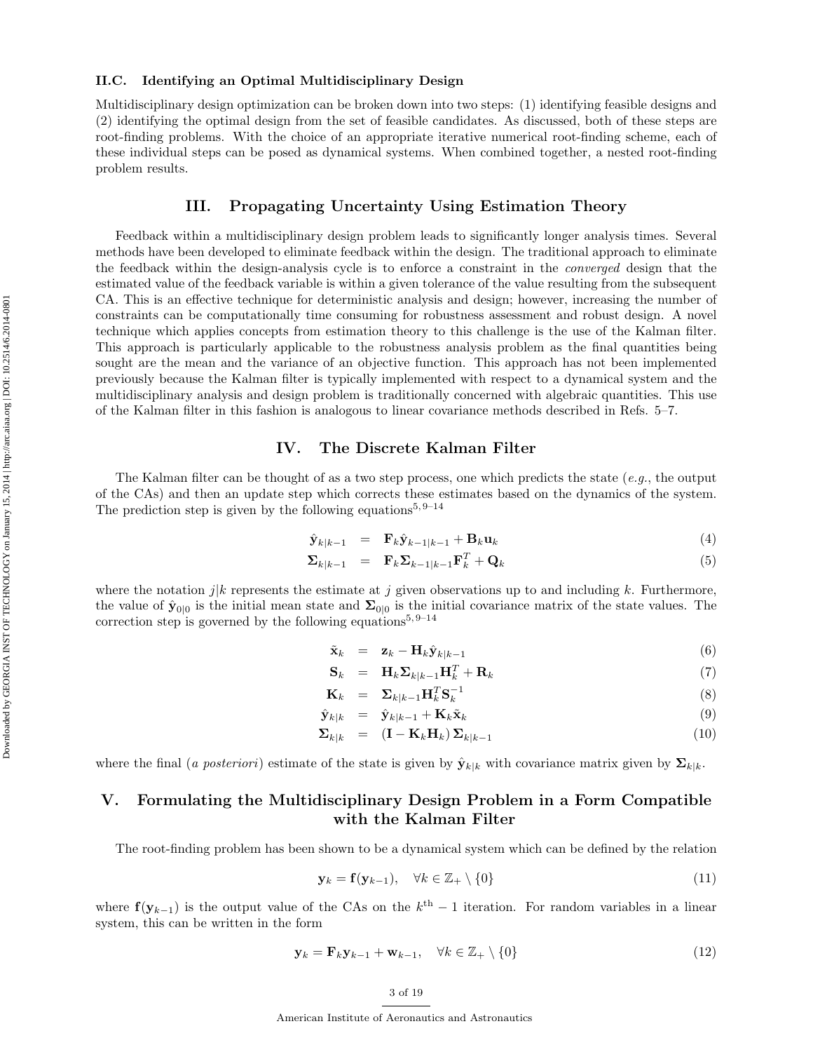### II.C. Identifying an Optimal Multidisciplinary Design

Multidisciplinary design optimization can be broken down into two steps: (1) identifying feasible designs and (2) identifying the optimal design from the set of feasible candidates. As discussed, both of these steps are root-finding problems. With the choice of an appropriate iterative numerical root-finding scheme, each of these individual steps can be posed as dynamical systems. When combined together, a nested root-finding problem results.

## III. Propagating Uncertainty Using Estimation Theory

Feedback within a multidisciplinary design problem leads to significantly longer analysis times. Several methods have been developed to eliminate feedback within the design. The traditional approach to eliminate the feedback within the design-analysis cycle is to enforce a constraint in the *converged* design that the estimated value of the feedback variable is within a given tolerance of the value resulting from the subsequent CA. This is an effective technique for deterministic analysis and design; however, increasing the number of constraints can be computationally time consuming for robustness assessment and robust design. A novel technique which applies concepts from estimation theory to this challenge is the use of the Kalman filter. This approach is particularly applicable to the robustness analysis problem as the final quantities being sought are the mean and the variance of an objective function. This approach has not been implemented previously because the Kalman filter is typically implemented with respect to a dynamical system and the multidisciplinary analysis and design problem is traditionally concerned with algebraic quantities. This use of the Kalman filter in this fashion is analogous to linear covariance methods described in Refs. 5–7.

## IV. The Discrete Kalman Filter

The Kalman filter can be thought of as a two step process, one which predicts the state (*e.g.*, the output of the CAs) and then an update step which corrects these estimates based on the dynamics of the system. The prediction step is given by the following equations[5, 9–14]

$$\hat{\mathbf{y}}_{k|k-1} = \mathbf{F}_k \hat{\mathbf{y}}_{k-1|k-1} + \mathbf{B}_k \mathbf{u}_k \tag{4}$$

$$\mathbf{\Sigma}_{k|k-1} = \mathbf{F}_k \mathbf{\Sigma}_{k-1|k-1} \mathbf{F}_k^T + \mathbf{Q}_k \tag{5}$$

where the notation $j|k$ represents the estimate at $j$ given observations up to and including $k$. Furthermore, the value of $\hat{\mathbf{y}}_{0|0}$ is the initial mean state and $\mathbf{\Sigma}_{0|0}$ is the initial covariance matrix of the state values. The correction step is governed by the following equations[5, 9–14]

$$\tilde{\mathbf{x}}_k = \mathbf{z}_k - \mathbf{H}_k \hat{\mathbf{y}}_{k|k-1} \tag{6}$$

$$\mathbf{S}_k = \mathbf{H}_k \mathbf{\Sigma}_{k|k-1} \mathbf{H}_k^T + \mathbf{R}_k \tag{7}$$

$$\mathbf{K}_k = \mathbf{\Sigma}_{k|k-1} \mathbf{H}_k^T \mathbf{S}_k^{-1} \tag{8}$$

$$\hat{\mathbf{y}}_{k|k} = \hat{\mathbf{y}}_{k|k-1} + \mathbf{K}_k \tilde{\mathbf{x}}_k \tag{9}$$

$$\mathbf{\Sigma}_{k|k} = \left(\mathbf{I} - \mathbf{K}_k \mathbf{H}_k\right) \mathbf{\Sigma}_{k|k-1} \tag{10}$$

where the final (*a posteriori*) estimate of the state is given by $\hat{\mathbf{y}}_{k|k}$ with covariance matrix given by $\mathbf{\Sigma}_{k|k}$.

## V. Formulating the Multidisciplinary Design Problem in a Form Compatible with the Kalman Filter

The root-finding problem has been shown to be a dynamical system which can be defined by the relation

$$\mathbf{y}_k = \mathbf{f}(\mathbf{y}_{k-1}), \quad \forall k \in \mathbb{Z}_+ \setminus \{0\} \tag{11}$$

where $\mathbf{f}(\mathbf{y}_{k-1})$ is the output value of the CAs on the $k^{\text{th}} - 1$ iteration. For random variables in a linear system, this can be written in the form

$$\mathbf{y}_k = \mathbf{F}_k \mathbf{y}_{k-1} + \mathbf{w}_{k-1}, \quad \forall k \in \mathbb{Z}_+ \setminus \{0\} \tag{12}$$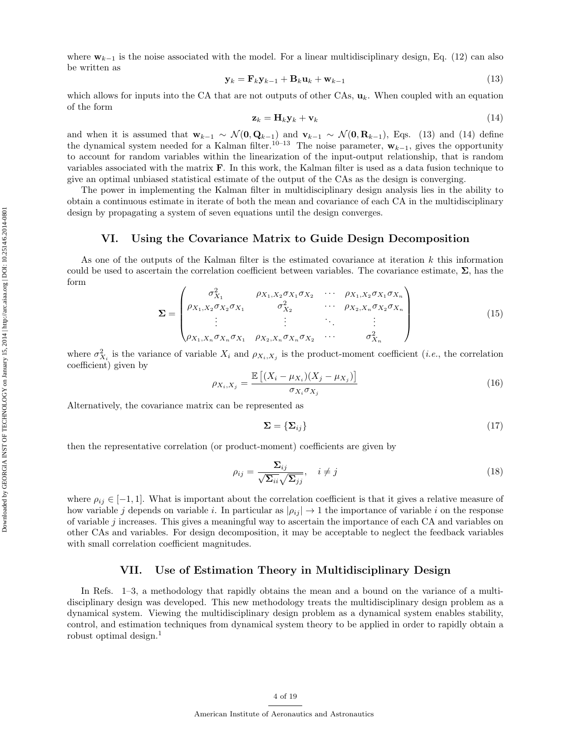where $\mathbf{w}_{k-1}$ is the noise associated with the model. For a linear multidisciplinary design, Eq. (12) can also be written as

$$\mathbf{y}_k = \mathbf{F}_k \mathbf{y}_{k-1} + \mathbf{B}_k \mathbf{u}_k + \mathbf{w}_{k-1} \tag{13}$$

which allows for inputs into the CA that are not outputs of other CAs, $\mathbf{u}_k$. When coupled with an equation of the form

$$\mathbf{z}_k = \mathbf{H}_k \mathbf{y}_k + \mathbf{v}_k \tag{14}$$

and when it is assumed that $\mathbf{w}_{k-1} \sim \mathcal{N}(\mathbf{0}, \mathbf{Q}_{k-1})$ and $\mathbf{v}_{k-1} \sim \mathcal{N}(\mathbf{0}, \mathbf{R}_{k-1})$, Eqs. (13) and (14) define the dynamical system needed for a Kalman filter.[10–13] The noise parameter, $\mathbf{w}_{k-1}$, gives the opportunity to account for random variables within the linearization of the input-output relationship, that is random variables associated with the matrix $\mathbf{F}$. In this work, the Kalman filter is used as a data fusion technique to give an optimal unbiased statistical estimate of the output of the CAs as the design is converging.

The power in implementing the Kalman filter in multidisciplinary design analysis lies in the ability to obtain a continuous estimate in iterate of both the mean and covariance of each CA in the multidisciplinary design by propagating a system of seven equations until the design converges.

## VI. Using the Covariance Matrix to Guide Design Decomposition

As one of the outputs of the Kalman filter is the estimated covariance at iteration $k$ this information could be used to ascertain the correlation coefficient between variables. The covariance estimate, $\mathbf{\Sigma}$, has the form

$$\mathbf{\Sigma} = \begin{pmatrix} \sigma_{X_1}^2 & \rho_{X_1,X_2}\sigma_{X_1}\sigma_{X_2} & \cdots & \rho_{X_1,X_2}\sigma_{X_1}\sigma_{X_n} \\ \rho_{X_1,X_2}\sigma_{X_2}\sigma_{X_1} & \sigma_{X_2}^2 & \cdots & \rho_{X_2,X_n}\sigma_{X_2}\sigma_{X_n} \\ \vdots & \vdots & \ddots & \vdots \\ \rho_{X_1,X_n}\sigma_{X_n}\sigma_{X_1} & \rho_{X_2,X_n}\sigma_{X_n}\sigma_{X_2} & \cdots & \sigma_{X_n}^2 \end{pmatrix} \tag{15}$$

where $\sigma_{X_i}^2$ is the variance of variable $X_i$ and $\rho_{X_i,X_j}$ is the product-moment coefficient (*i.e.*, the correlation coefficient) given by

$$\rho_{X_i,X_j} = \frac{\mathbb{E}\left[(X_i - \mu_{X_i})(X_j - \mu_{X_j})\right]}{\sigma_{X_i}\sigma_{X_j}} \tag{16}$$

Alternatively, the covariance matrix can be represented as

$$\mathbf{\Sigma} = \{\mathbf{\Sigma}_{ij}\} \tag{17}$$

then the representative correlation (or product-moment) coefficients are given by

$$\rho_{ij} = \frac{\mathbf{\Sigma}_{ij}}{\sqrt{\mathbf{\Sigma}_{ii}}\sqrt{\mathbf{\Sigma}_{jj}}}, \quad i \neq j \tag{18}$$

where $\rho_{ij} \in [-1, 1]$. What is important about the correlation coefficient is that it gives a relative measure of how variable $j$ depends on variable $i$. In particular as $|\rho_{ij}| \to 1$ the importance of variable $i$ on the response of variable $j$ increases. This gives a meaningful way to ascertain the importance of each CA and variables on other CAs and variables. For design decomposition, it may be acceptable to neglect the feedback variables with small correlation coefficient magnitudes.

## VII. Use of Estimation Theory in Multidisciplinary Design

In Refs. 1–3, a methodology that rapidly obtains the mean and a bound on the variance of a multidisciplinary design was developed. This new methodology treats the multidisciplinary design problem as a dynamical system. Viewing the multidisciplinary design problem as a dynamical system enables stability, control, and estimation techniques from dynamical system theory to be applied in order to rapidly obtain a robust optimal design.[1]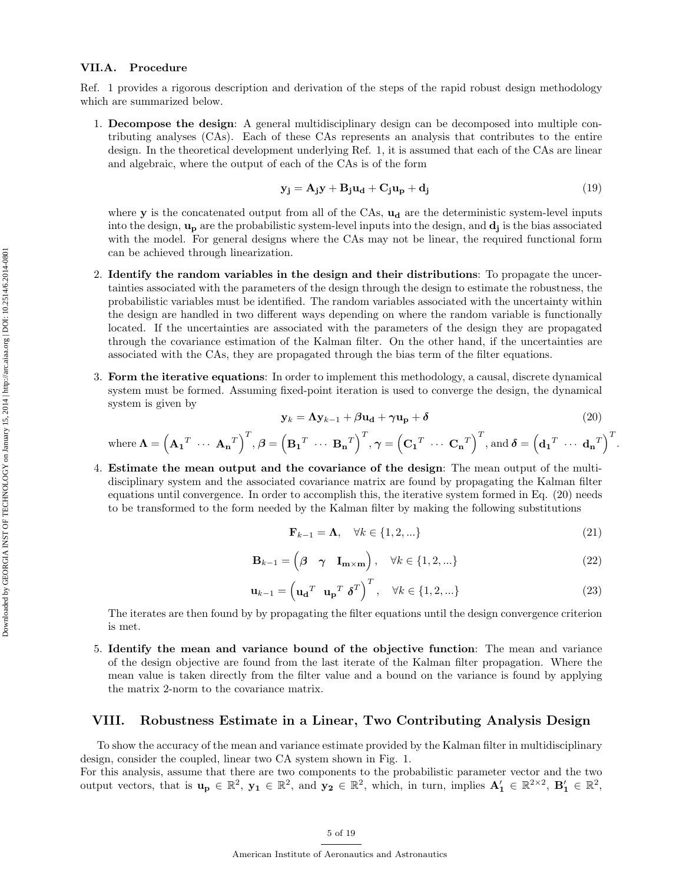### VII.A. Procedure

Ref. 1 provides a rigorous description and derivation of the steps of the rapid robust design methodology which are summarized below.

1. **Decompose the design**: A general multidisciplinary design can be decomposed into multiple contributing analyses (CAs). Each of these CAs represents an analysis that contributes to the entire design. In the theoretical development underlying Ref. 1, it is assumed that each of the CAs are linear and algebraic, where the output of each of the CAs is of the form

$$\mathbf{y_j} = \mathbf{A_j}\mathbf{y} + \mathbf{B_j}\mathbf{u_d} + \mathbf{C_j}\mathbf{u_p} + \mathbf{d_j} \tag{19}$$

   where $\mathbf{y}$ is the concatenated output from all of the CAs, $\mathbf{u_d}$ are the deterministic system-level inputs into the design, $\mathbf{u_p}$ are the probabilistic system-level inputs into the design, and $\mathbf{d_j}$ is the bias associated with the model. For general designs where the CAs may not be linear, the required functional form can be achieved through linearization.

2. **Identify the random variables in the design and their distributions**: To propagate the uncertainties associated with the parameters of the design through the design to estimate the robustness, the probabilistic variables must be identified. The random variables associated with the uncertainty within the design are handled in two different ways depending on where the random variable is functionally located. If the uncertainties are associated with the parameters of the design they are propagated through the covariance estimation of the Kalman filter. On the other hand, if the uncertainties are associated with the CAs, they are propagated through the bias term of the filter equations.

3. **Form the iterative equations**: In order to implement this methodology, a causal, discrete dynamical system must be formed. Assuming fixed-point iteration is used to converge the design, the dynamical system is given by

$$\mathbf{y}_k = \mathbf{\Lambda}\mathbf{y}_{k-1} + \boldsymbol{\beta}\mathbf{u_d} + \boldsymbol{\gamma}\mathbf{u_p} + \boldsymbol{\delta} \tag{20}$$

   where $\mathbf{\Lambda} = \left(\mathbf{A_1}^T \ \cdots \ \mathbf{A_n}^T\right)^T$, $\boldsymbol{\beta} = \left(\mathbf{B_1}^T \ \cdots \ \mathbf{B_n}^T\right)^T$, $\boldsymbol{\gamma} = \left(\mathbf{C_1}^T \ \cdots \ \mathbf{C_n}^T\right)^T$, and $\boldsymbol{\delta} = \left(\mathbf{d_1}^T \ \cdots \ \mathbf{d_n}^T\right)^T$.

4. **Estimate the mean output and the covariance of the design**: The mean output of the multidisciplinary system and the associated covariance matrix are found by propagating the Kalman filter equations until convergence. In order to accomplish this, the iterative system formed in Eq. (20) needs to be transformed to the form needed by the Kalman filter by making the following substitutions

$$\mathbf{F}_{k-1} = \mathbf{\Lambda}, \quad \forall k \in \{1, 2, ...\} \tag{21}$$

$$\mathbf{B}_{k-1} = \begin{pmatrix} \boldsymbol{\beta} & \boldsymbol{\gamma} & \mathbf{I_{m\times m}} \end{pmatrix}, \quad \forall k \in \{1, 2, ...\} \tag{22}$$

$$\mathbf{u}_{k-1} = \left(\mathbf{u_d}^T \ \ \mathbf{u_p}^T \ \boldsymbol{\delta}^T\right)^T, \quad \forall k \in \{1, 2, ...\} \tag{23}$$

   The iterates are then found by by propagating the filter equations until the design convergence criterion is met.

5. **Identify the mean and variance bound of the objective function**: The mean and variance of the design objective are found from the last iterate of the Kalman filter propagation. Where the mean value is taken directly from the filter value and a bound on the variance is found by applying the matrix 2-norm to the covariance matrix.

## VIII. Robustness Estimate in a Linear, Two Contributing Analysis Design

To show the accuracy of the mean and variance estimate provided by the Kalman filter in multidisciplinary design, consider the coupled, linear two CA system shown in Fig. 1.

For this analysis, assume that there are two components to the probabilistic parameter vector and the two output vectors, that is $\mathbf{u_p} \in \mathbb{R}^2$, $\mathbf{y_1} \in \mathbb{R}^2$, and $\mathbf{y_2} \in \mathbb{R}^2$, which, in turn, implies $\mathbf{A_1'} \in \mathbb{R}^{2\times 2}$, $\mathbf{B_1'} \in \mathbb{R}^2$,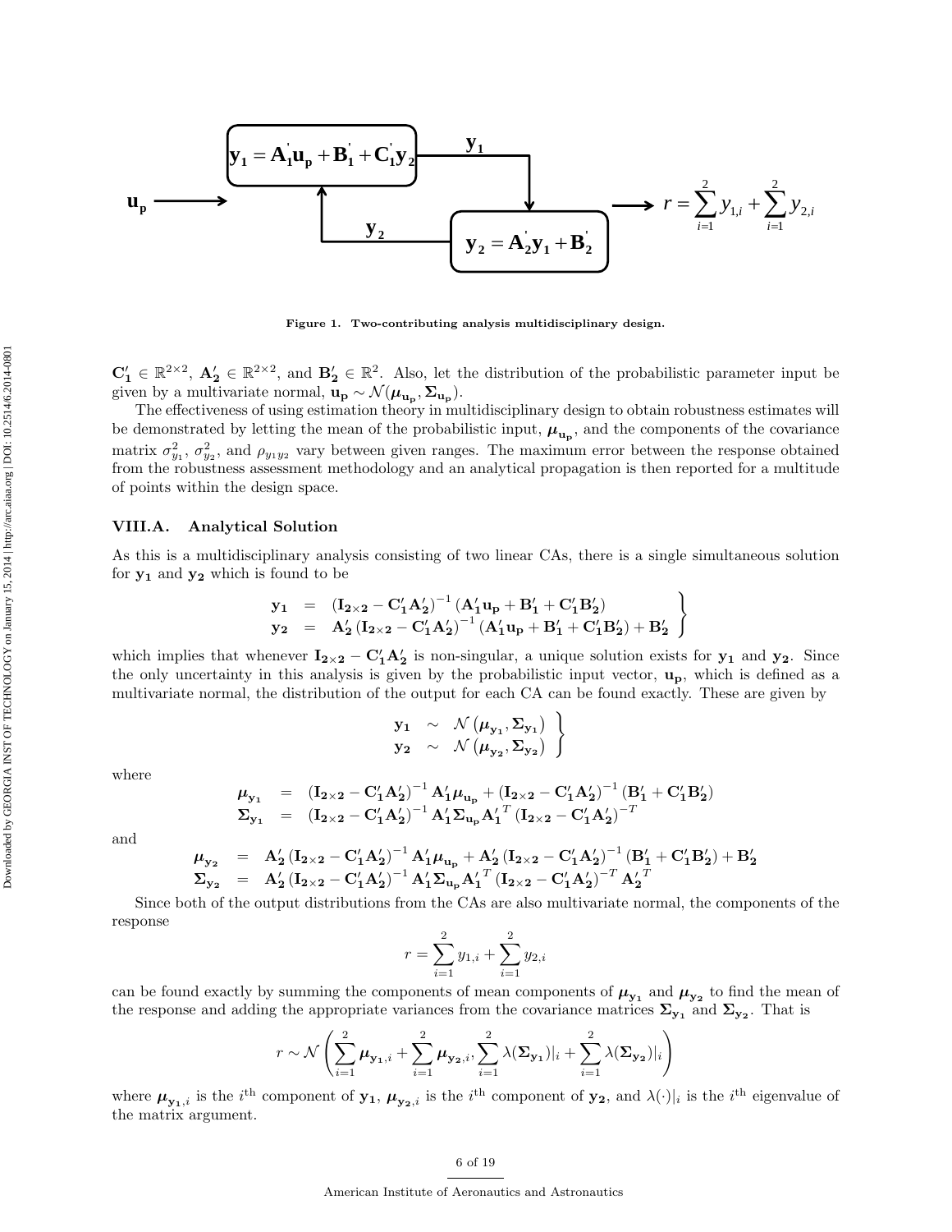Figure 1. Two-contributing analysis multidisciplinary design.

$\mathbf{C_1'} \in \mathbb{R}^{2\times 2}$, $\mathbf{A_2'} \in \mathbb{R}^{2\times 2}$, and $\mathbf{B_2'} \in \mathbb{R}^{2}$. Also, let the distribution of the probabilistic parameter input be given by a multivariate normal, $\mathbf{u_p} \sim \mathcal{N}(\boldsymbol{\mu}_{\mathbf{u_p}}, \boldsymbol{\Sigma}_{\mathbf{u_p}})$.

The effectiveness of using estimation theory in multidisciplinary design to obtain robustness estimates will be demonstrated by letting the mean of the probabilistic input, $\boldsymbol{\mu}_{\mathbf{u_p}}$, and the components of the covariance matrix $\sigma_{y_1}^2$, $\sigma_{y_2}^2$, and $\rho_{y_1 y_2}$ vary between given ranges. The maximum error between the response obtained from the robustness assessment methodology and an analytical propagation is then reported for a multitude of points within the design space.

### VIII.A. Analytical Solution

As this is a multidisciplinary analysis consisting of two linear CAs, there is a single simultaneous solution for $\mathbf{y_1}$ and $\mathbf{y_2}$ which is found to be

$$\left.\begin{array}{rcl}
\mathbf{y_1} &=& \left(\mathbf{I_{2\times 2}} - \mathbf{C_1'}\mathbf{A_2'}\right)^{-1}\left(\mathbf{A_1'}\mathbf{u_p} + \mathbf{B_1'} + \mathbf{C_1'}\mathbf{B_2'}\right) \\
\mathbf{y_2} &=& \mathbf{A_2'}\left(\mathbf{I_{2\times 2}} - \mathbf{C_1'}\mathbf{A_2'}\right)^{-1}\left(\mathbf{A_1'}\mathbf{u_p} + \mathbf{B_1'} + \mathbf{C_1'}\mathbf{B_2'}\right) + \mathbf{B_2'}
\end{array}\right\}$$

which implies that whenever $\mathbf{I_{2\times 2}} - \mathbf{C_1'}\mathbf{A_2'}$ is non-singular, a unique solution exists for $\mathbf{y_1}$ and $\mathbf{y_2}$. Since the only uncertainty in this analysis is given by the probabilistic input vector, $\mathbf{u_p}$, which is defined as a multivariate normal, the distribution of the output for each CA can be found exactly. These are given by

$$\left.\begin{array}{rcl}
\mathbf{y_1} &\sim& \mathcal{N}\left(\boldsymbol{\mu}_{\mathbf{y_1}}, \boldsymbol{\Sigma}_{\mathbf{y_1}}\right) \\
\mathbf{y_2} &\sim& \mathcal{N}\left(\boldsymbol{\mu}_{\mathbf{y_2}}, \boldsymbol{\Sigma}_{\mathbf{y_2}}\right)
\end{array}\right\}$$

where

$$\begin{array}{rcl}
\boldsymbol{\mu}_{\mathbf{y_1}} &=& \left(\mathbf{I_{2\times 2}} - \mathbf{C_1'}\mathbf{A_2'}\right)^{-1}\mathbf{A_1'}\boldsymbol{\mu}_{\mathbf{u_p}} + \left(\mathbf{I_{2\times 2}} - \mathbf{C_1'}\mathbf{A_2'}\right)^{-1}\left(\mathbf{B_1'} + \mathbf{C_1'}\mathbf{B_2'}\right) \\
\boldsymbol{\Sigma}_{\mathbf{y_1}} &=& \left(\mathbf{I_{2\times 2}} - \mathbf{C_1'}\mathbf{A_2'}\right)^{-1}\mathbf{A_1'}\boldsymbol{\Sigma}_{\mathbf{u_p}}\mathbf{A_1'}^T\left(\mathbf{I_{2\times 2}} - \mathbf{C_1'}\mathbf{A_2'}\right)^{-T}
\end{array}$$

and

$$\begin{array}{rcl}
\boldsymbol{\mu}_{\mathbf{y_2}} &=& \mathbf{A_2'}\left(\mathbf{I_{2\times 2}} - \mathbf{C_1'}\mathbf{A_2'}\right)^{-1}\mathbf{A_1'}\boldsymbol{\mu}_{\mathbf{u_p}} + \mathbf{A_2'}\left(\mathbf{I_{2\times 2}} - \mathbf{C_1'}\mathbf{A_2'}\right)^{-1}\left(\mathbf{B_1'} + \mathbf{C_1'}\mathbf{B_2'}\right) + \mathbf{B_2'} \\
\boldsymbol{\Sigma}_{\mathbf{y_2}} &=& \mathbf{A_2'}\left(\mathbf{I_{2\times 2}} - \mathbf{C_1'}\mathbf{A_2'}\right)^{-1}\mathbf{A_1'}\boldsymbol{\Sigma}_{\mathbf{u_p}}\mathbf{A_1'}^T\left(\mathbf{I_{2\times 2}} - \mathbf{C_1'}\mathbf{A_2'}\right)^{-T}\mathbf{A_2'}^T
\end{array}$$

Since both of the output distributions from the CAs are also multivariate normal, the components of the response

$$r = \sum_{i=1}^{2} y_{1,i} + \sum_{i=1}^{2} y_{2,i}$$

can be found exactly by summing the components of mean components of $\boldsymbol{\mu}_{\mathbf{y_1}}$ and $\boldsymbol{\mu}_{\mathbf{y_2}}$ to find the mean of the response and adding the appropriate variances from the covariance matrices $\boldsymbol{\Sigma}_{\mathbf{y_1}}$ and $\boldsymbol{\Sigma}_{\mathbf{y_2}}$. That is

$$r \sim \mathcal{N}\left(\sum_{i=1}^{2}\boldsymbol{\mu}_{\mathbf{y_1},i} + \sum_{i=1}^{2}\boldsymbol{\mu}_{\mathbf{y_2},i}, \sum_{i=1}^{2}\lambda(\boldsymbol{\Sigma}_{\mathbf{y_1}})|_i + \sum_{i=1}^{2}\lambda(\boldsymbol{\Sigma}_{\mathbf{y_2}})|_i\right)$$

where $\boldsymbol{\mu}_{\mathbf{y_1},i}$ is the $i^{\text{th}}$ component of $\mathbf{y_1}$, $\boldsymbol{\mu}_{\mathbf{y_2},i}$ is the $i^{\text{th}}$ component of $\mathbf{y_2}$, and $\lambda(\cdot)|_i$ is the $i^{\text{th}}$ eigenvalue of the matrix argument.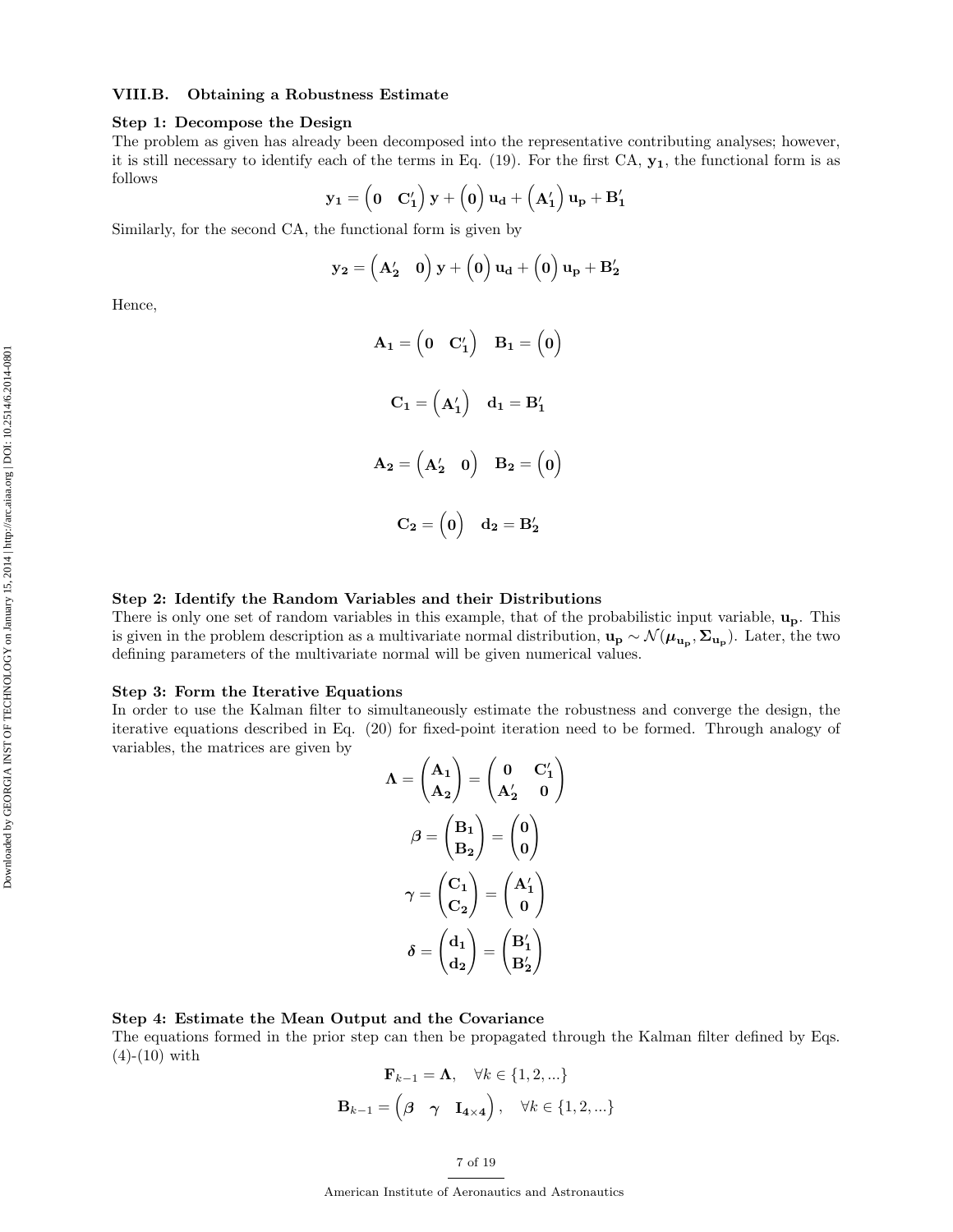### VIII.B. Obtaining a Robustness Estimate

**Step 1: Decompose the Design**

The problem as given has already been decomposed into the representative contributing analyses; however, it is still necessary to identify each of the terms in Eq. (19). For the first CA, $\mathbf{y_1}$, the functional form is as follows

$$\mathbf{y_1} = \begin{pmatrix} \mathbf{0} & \mathbf{C'_1} \end{pmatrix} \mathbf{y} + \begin{pmatrix} \mathbf{0} \end{pmatrix} \mathbf{u_d} + \begin{pmatrix} \mathbf{A'_1} \end{pmatrix} \mathbf{u_p} + \mathbf{B'_1}$$

Similarly, for the second CA, the functional form is given by

$$\mathbf{y_2} = \begin{pmatrix} \mathbf{A'_2} & \mathbf{0} \end{pmatrix} \mathbf{y} + \begin{pmatrix} \mathbf{0} \end{pmatrix} \mathbf{u_d} + \begin{pmatrix} \mathbf{0} \end{pmatrix} \mathbf{u_p} + \mathbf{B'_2}$$

Hence,

$$\mathbf{A_1} = \begin{pmatrix} \mathbf{0} & \mathbf{C'_1} \end{pmatrix} \quad \mathbf{B_1} = \begin{pmatrix} \mathbf{0} \end{pmatrix}$$

$$\mathbf{C_1} = \begin{pmatrix} \mathbf{A'_1} \end{pmatrix} \quad \mathbf{d_1} = \mathbf{B'_1}$$

$$\mathbf{A_2} = \begin{pmatrix} \mathbf{A'_2} & \mathbf{0} \end{pmatrix} \quad \mathbf{B_2} = \begin{pmatrix} \mathbf{0} \end{pmatrix}$$

$$\mathbf{C_2} = \begin{pmatrix} \mathbf{0} \end{pmatrix} \quad \mathbf{d_2} = \mathbf{B'_2}$$

**Step 2: Identify the Random Variables and their Distributions**

There is only one set of random variables in this example, that of the probabilistic input variable, $\mathbf{u_p}$. This is given in the problem description as a multivariate normal distribution, $\mathbf{u_p} \sim \mathcal{N}(\boldsymbol{\mu}_{\mathbf{u_p}}, \boldsymbol{\Sigma}_{\mathbf{u_p}})$. Later, the two defining parameters of the multivariate normal will be given numerical values.

**Step 3: Form the Iterative Equations**

In order to use the Kalman filter to simultaneously estimate the robustness and converge the design, the iterative equations described in Eq. (20) for fixed-point iteration need to be formed. Through analogy of variables, the matrices are given by

$$\boldsymbol{\Lambda} = \begin{pmatrix} \mathbf{A_1} \\ \mathbf{A_2} \end{pmatrix} = \begin{pmatrix} \mathbf{0} & \mathbf{C'_1} \\ \mathbf{A'_2} & \mathbf{0} \end{pmatrix}$$

$$\boldsymbol{\beta} = \begin{pmatrix} \mathbf{B_1} \\ \mathbf{B_2} \end{pmatrix} = \begin{pmatrix} \mathbf{0} \\ \mathbf{0} \end{pmatrix}$$

$$\boldsymbol{\gamma} = \begin{pmatrix} \mathbf{C_1} \\ \mathbf{C_2} \end{pmatrix} = \begin{pmatrix} \mathbf{A'_1} \\ \mathbf{0} \end{pmatrix}$$

$$\boldsymbol{\delta} = \begin{pmatrix} \mathbf{d_1} \\ \mathbf{d_2} \end{pmatrix} = \begin{pmatrix} \mathbf{B'_1} \\ \mathbf{B'_2} \end{pmatrix}$$

**Step 4: Estimate the Mean Output and the Covariance**

The equations formed in the prior step can then be propagated through the Kalman filter defined by Eqs. (4)-(10) with

$$\mathbf{F}_{k-1} = \boldsymbol{\Lambda}, \quad \forall k \in \{1, 2, ...\}$$

$$\mathbf{B}_{k-1} = \begin{pmatrix} \boldsymbol{\beta} & \boldsymbol{\gamma} & \mathbf{I_{4\times 4}} \end{pmatrix}, \quad \forall k \in \{1, 2, ...\}$$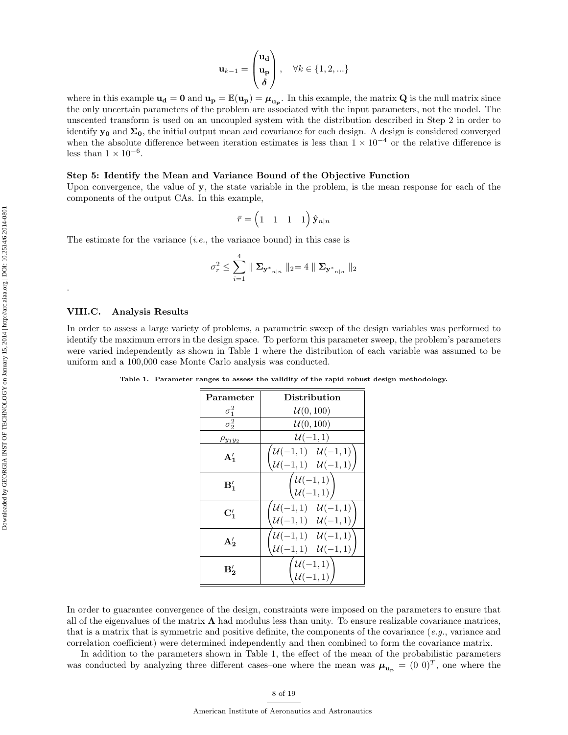$$\mathbf{u}_{k-1} = \begin{pmatrix} \mathbf{u_d} \\ \mathbf{u_p} \\ \boldsymbol{\delta} \end{pmatrix}, \quad \forall k \in \{1, 2, ...\}$$

where in this example $\mathbf{u_d} = \mathbf{0}$ and $\mathbf{u_p} = \mathbb{E}(\mathbf{u_p}) = \boldsymbol{\mu}_{\mathbf{u_p}}$. In this example, the matrix $\mathbf{Q}$ is the null matrix since the only uncertain parameters of the problem are associated with the input parameters, not the model. The unscented transform is used on an uncoupled system with the distribution described in Step 2 in order to identify $\mathbf{y_0}$ and $\boldsymbol{\Sigma_0}$, the initial output mean and covariance for each design. A design is considered converged when the absolute difference between iteration estimates is less than $1 \times 10^{-4}$ or the relative difference is less than $1 \times 10^{-6}$.

**Step 5: Identify the Mean and Variance Bound of the Objective Function**

Upon convergence, the value of $\mathbf{y}$, the state variable in the problem, is the mean response for each of the components of the output CAs. In this example,

$$\bar{r} = \begin{pmatrix} 1 & 1 & 1 & 1 \end{pmatrix} \hat{\mathbf{y}}_{n|n}$$

The estimate for the variance (*i.e.*, the variance bound) in this case is

$$\sigma_r^2 \leq \sum_{i=1}^{4} \parallel \boldsymbol{\Sigma}_{\mathbf{y}^*_{n|n}} \parallel_2 = 4 \parallel \boldsymbol{\Sigma}_{\mathbf{y}^*_{n|n}} \parallel_2$$

.

### VIII.C. Analysis Results

In order to assess a large variety of problems, a parametric sweep of the design variables was performed to identify the maximum errors in the design space. To perform this parameter sweep, the problem's parameters were varied independently as shown in Table 1 where the distribution of each variable was assumed to be uniform and a 100,000 case Monte Carlo analysis was conducted.

**Table 1. Parameter ranges to assess the validity of the rapid robust design methodology.**

| Parameter | Distribution |
|---|---|
| $\sigma_1^2$ | $\mathcal{U}(0, 100)$ |
| $\sigma_2^2$ | $\mathcal{U}(0, 100)$ |
| $\rho_{y_1 y_2}$ | $\mathcal{U}(-1, 1)$ |
| $\mathbf{A_1'}$ | $\begin{pmatrix} \mathcal{U}(-1,1) & \mathcal{U}(-1,1) \\ \mathcal{U}(-1,1) & \mathcal{U}(-1,1) \end{pmatrix}$ |
| $\mathbf{B_1'}$ | $\begin{pmatrix} \mathcal{U}(-1,1) \\ \mathcal{U}(-1,1) \end{pmatrix}$ |
| $\mathbf{C_1'}$ | $\begin{pmatrix} \mathcal{U}(-1,1) & \mathcal{U}(-1,1) \\ \mathcal{U}(-1,1) & \mathcal{U}(-1,1) \end{pmatrix}$ |
| $\mathbf{A_2'}$ | $\begin{pmatrix} \mathcal{U}(-1,1) & \mathcal{U}(-1,1) \\ \mathcal{U}(-1,1) & \mathcal{U}(-1,1) \end{pmatrix}$ |
| $\mathbf{B_2'}$ | $\begin{pmatrix} \mathcal{U}(-1,1) \\ \mathcal{U}(-1,1) \end{pmatrix}$ |

In order to guarantee convergence of the design, constraints were imposed on the parameters to ensure that all of the eigenvalues of the matrix $\boldsymbol{\Lambda}$ had modulus less than unity. To ensure realizable covariance matrices, that is a matrix that is symmetric and positive definite, the components of the covariance (*e.g.*, variance and correlation coefficient) were determined independently and then combined to form the covariance matrix.

In addition to the parameters shown in Table 1, the effect of the mean of the probabilistic parameters was conducted by analyzing three different cases–one where the mean was $\boldsymbol{\mu}_{\mathbf{u_p}} = (0 \ 0)^T$, one where the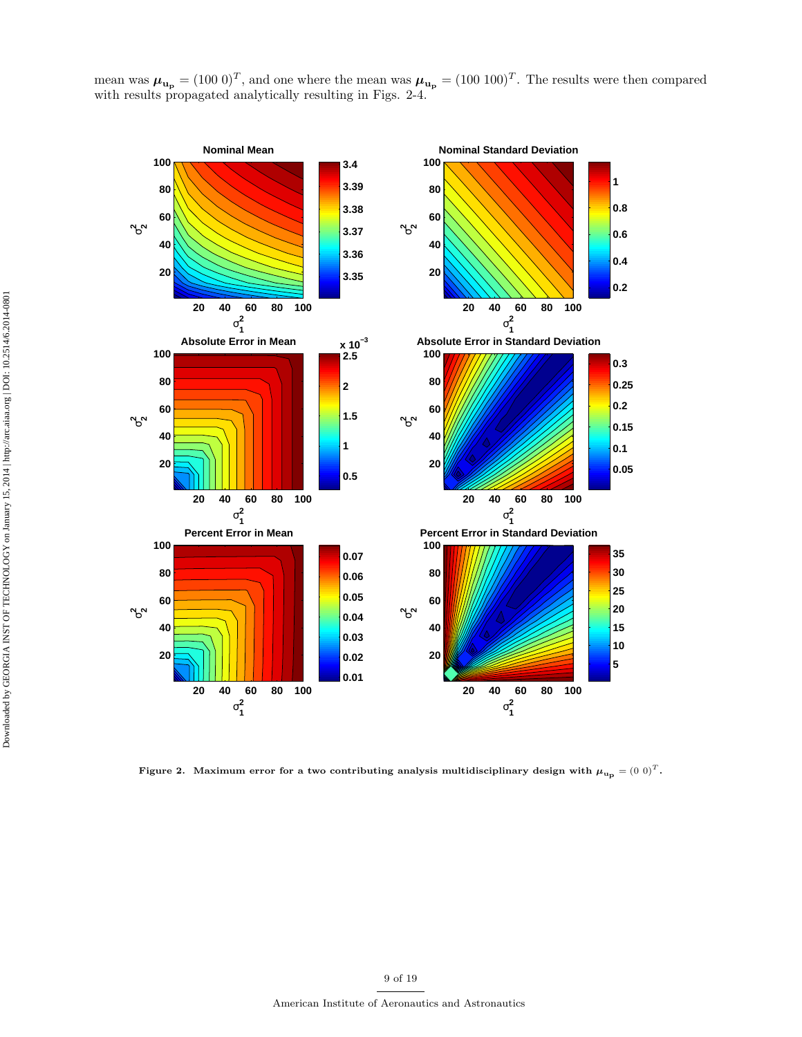mean was $\boldsymbol{\mu}_{\mathbf{u_p}} = (100\ 0)^T$, and one where the mean was $\boldsymbol{\mu}_{\mathbf{u_p}} = (100\ 100)^T$. The results were then compared with results propagated analytically resulting in Figs. 2-4.

**Figure 2. Maximum error for a two contributing analysis multidisciplinary design with $\boldsymbol{\mu}_{\mathbf{u_p}} = (0\ 0)^T$.**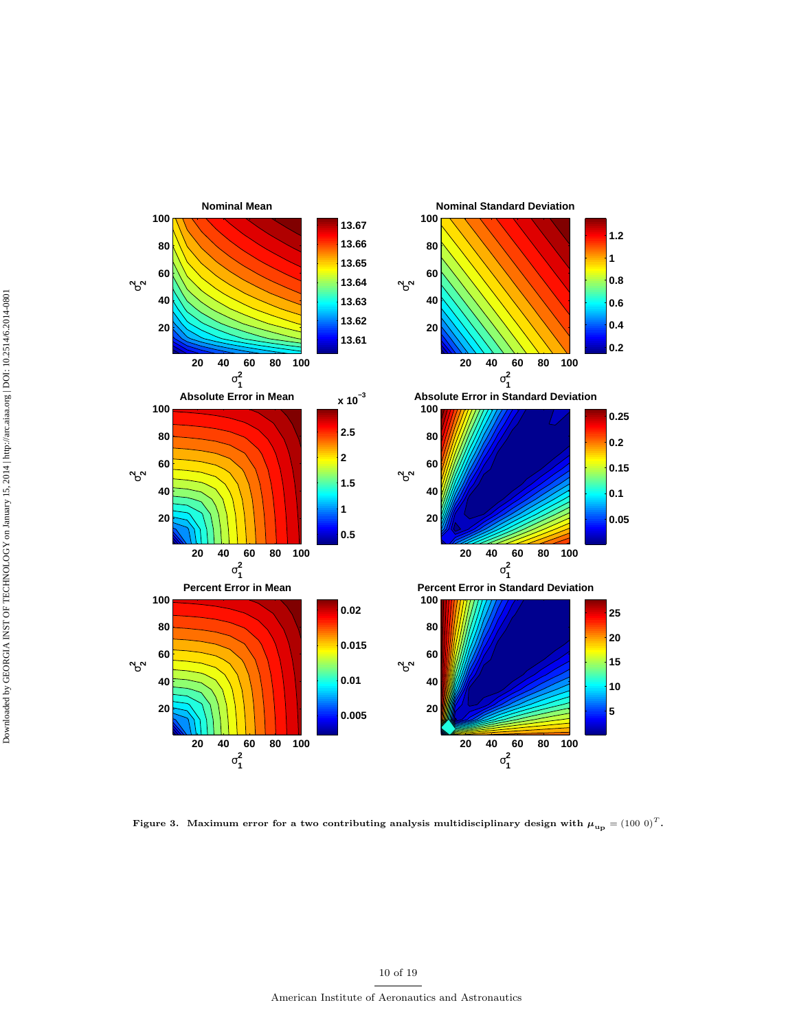Figure 3. Maximum error for a two contributing analysis multidisciplinary design with $\mu_{\mathbf{up}} = (100\ 0)^T$.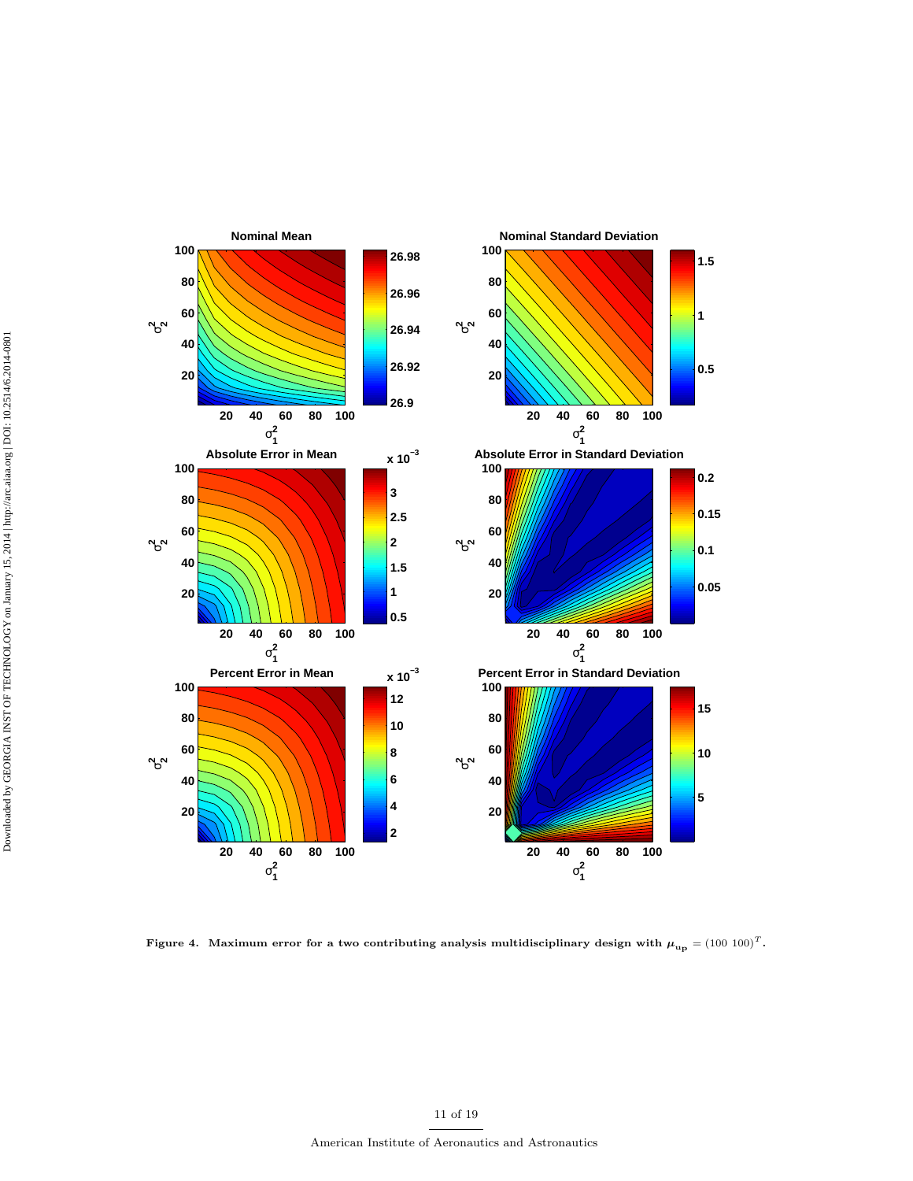**Figure 4. Maximum error for a two contributing analysis multidisciplinary design with $\mu_{\mathbf{up}} = (100\ 100)^T$.**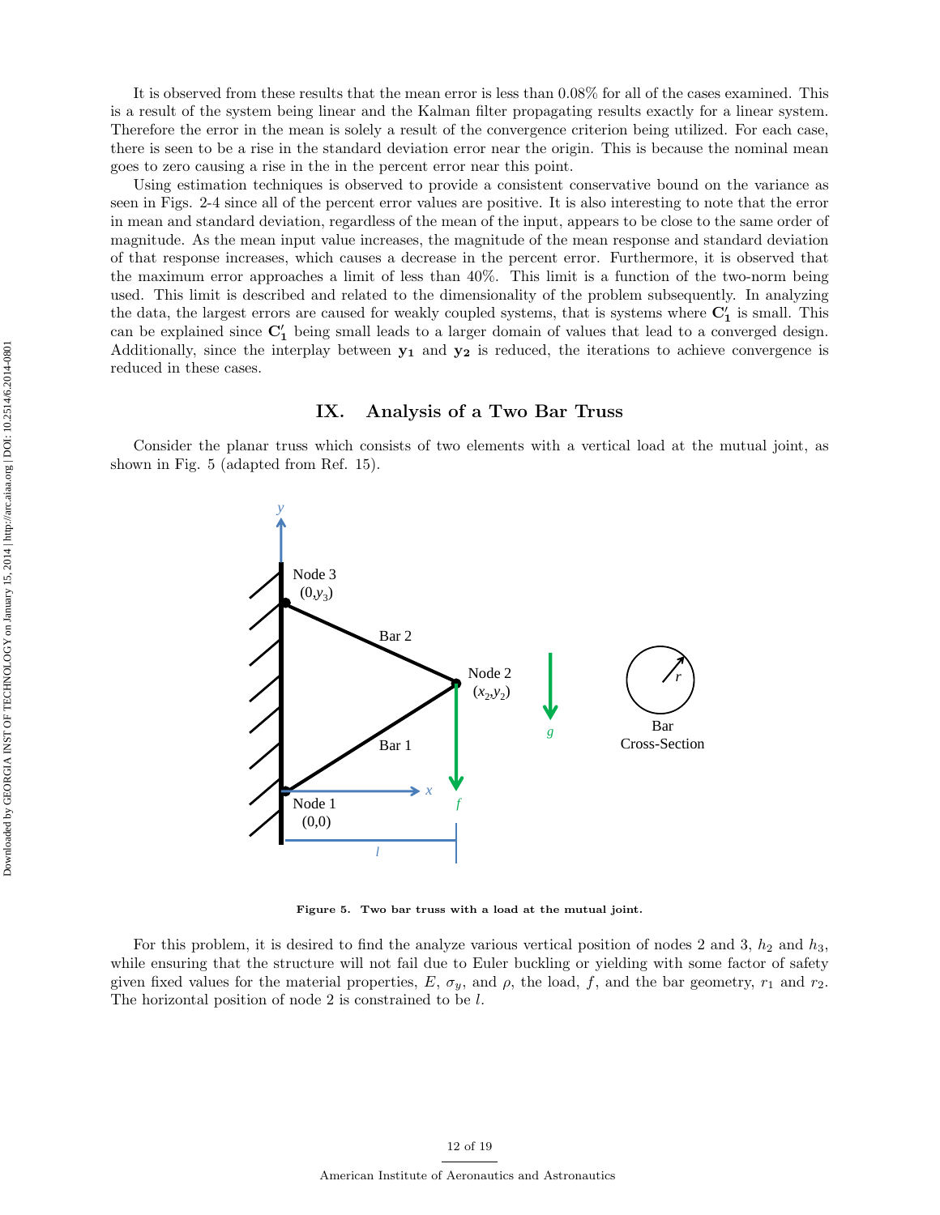It is observed from these results that the mean error is less than 0.08% for all of the cases examined. This is a result of the system being linear and the Kalman filter propagating results exactly for a linear system. Therefore the error in the mean is solely a result of the convergence criterion being utilized. For each case, there is seen to be a rise in the standard deviation error near the origin. This is because the nominal mean goes to zero causing a rise in the in the percent error near this point.

Using estimation techniques is observed to provide a consistent conservative bound on the variance as seen in Figs. 2-4 since all of the percent error values are positive. It is also interesting to note that the error in mean and standard deviation, regardless of the mean of the input, appears to be close to the same order of magnitude. As the mean input value increases, the magnitude of the mean response and standard deviation of that response increases, which causes a decrease in the percent error. Furthermore, it is observed that the maximum error approaches a limit of less than 40%. This limit is a function of the two-norm being used. This limit is described and related to the dimensionality of the problem subsequently. In analyzing the data, the largest errors are caused for weakly coupled systems, that is systems where $\mathbf{C_1'}$ is small. This can be explained since $\mathbf{C_1'}$ being small leads to a larger domain of values that lead to a converged design. Additionally, since the interplay between $\mathbf{y_1}$ and $\mathbf{y_2}$ is reduced, the iterations to achieve convergence is reduced in these cases.

## IX. Analysis of a Two Bar Truss

Consider the planar truss which consists of two elements with a vertical load at the mutual joint, as shown in Fig. 5 (adapted from Ref. 15).

**Figure 5. Two bar truss with a load at the mutual joint.**

For this problem, it is desired to find the analyze various vertical position of nodes 2 and 3, $h_2$ and $h_3$, while ensuring that the structure will not fail due to Euler buckling or yielding with some factor of safety given fixed values for the material properties, $E$, $\sigma_y$, and $\rho$, the load, $f$, and the bar geometry, $r_1$ and $r_2$. The horizontal position of node 2 is constrained to be $l$.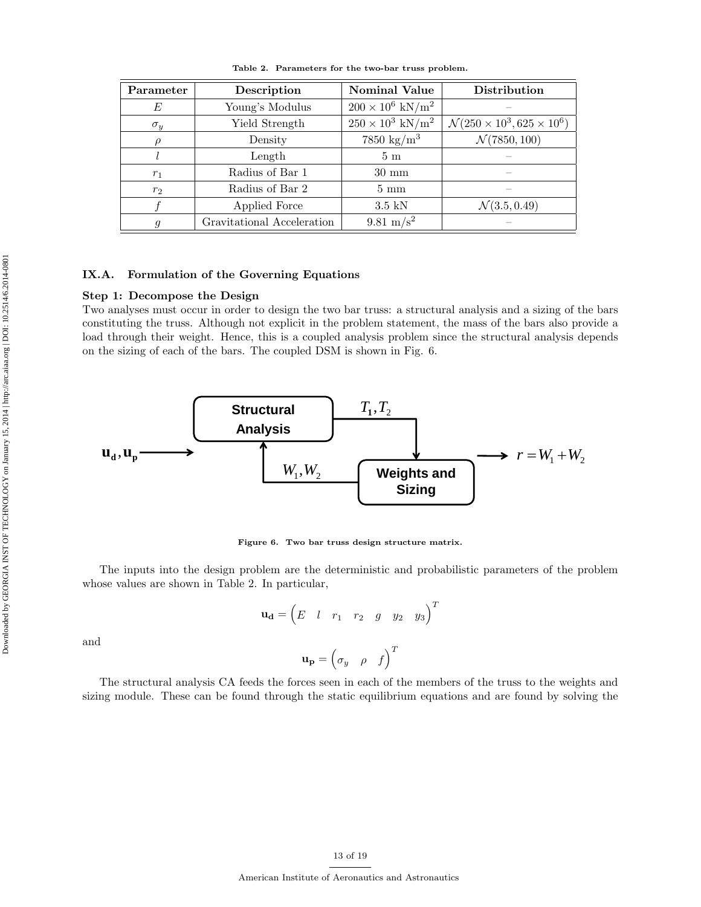**Table 2. Parameters for the two-bar truss problem.**

| Parameter | Description | Nominal Value | Distribution |
|---|---|---|---|
| $E$ | Young's Modulus | $200 \times 10^6$ kN/m$^2$ | – |
| $\sigma_y$ | Yield Strength | $250 \times 10^3$ kN/m$^2$ | $\mathcal{N}(250 \times 10^3, 625 \times 10^6)$ |
| $\rho$ | Density | 7850 kg/m$^3$ | $\mathcal{N}(7850, 100)$ |
| $l$ | Length | 5 m | – |
| $r_1$ | Radius of Bar 1 | 30 mm | – |
| $r_2$ | Radius of Bar 2 | 5 mm | – |
| $f$ | Applied Force | 3.5 kN | $\mathcal{N}(3.5, 0.49)$ |
| $g$ | Gravitational Acceleration | 9.81 m/s$^2$ | – |

### IX.A. Formulation of the Governing Equations

**Step 1: Decompose the Design**

Two analyses must occur in order to design the two bar truss: a structural analysis and a sizing of the bars constituting the truss. Although not explicit in the problem statement, the mass of the bars also provide a load through their weight. Hence, this is a coupled analysis problem since the structural analysis depends on the sizing of each of the bars. The coupled DSM is shown in Fig. 6.

$\mathbf{u_d}, \mathbf{u_p}$ → Structural Analysis → $T_1, T_2$ → Weights and Sizing → $r = W_1 + W_2$; Weights and Sizing → $W_1, W_2$ → Structural Analysis

**Figure 6. Two bar truss design structure matrix.**

The inputs into the design problem are the deterministic and probabilistic parameters of the problem whose values are shown in Table 2. In particular,

$$\mathbf{u_d} = \begin{pmatrix} E & l & r_1 & r_2 & g & y_2 & y_3 \end{pmatrix}^T$$

and

$$\mathbf{u_p} = \begin{pmatrix} \sigma_y & \rho & f \end{pmatrix}^T$$

The structural analysis CA feeds the forces seen in each of the members of the truss to the weights and sizing module. These can be found through the static equilibrium equations and are found by solving the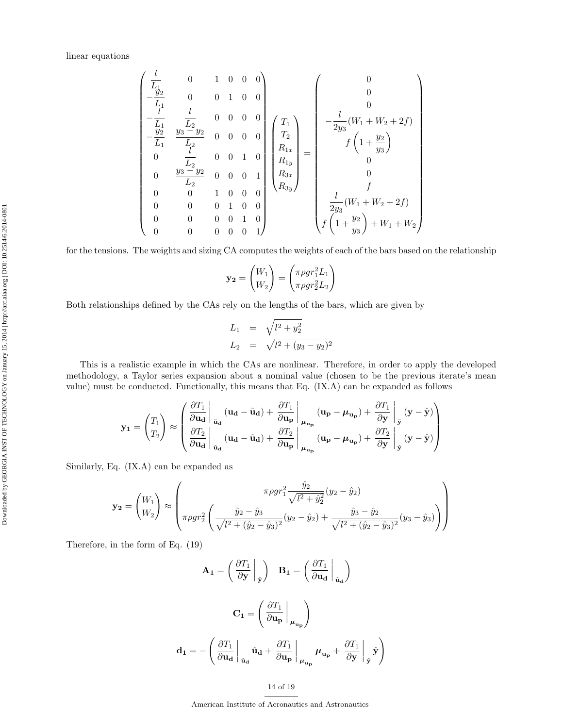linear equations

$$
\begin{pmatrix}
\frac{l}{L_1} & 0 & 1 & 0 & 0 & 0 \\
-\frac{y_2}{L_1} & 0 & 0 & 1 & 0 & 0 \\
-\frac{l}{L_1} & \frac{l}{L_2} & 0 & 0 & 0 & 0 \\
-\frac{y_2}{L_1} & \frac{y_3 - y_2}{L_2} & 0 & 0 & 0 & 0 \\
0 & \frac{l}{L_2} & 0 & 0 & 1 & 0 \\
0 & \frac{y_3 - y_2}{L_2} & 0 & 0 & 0 & 1 \\
0 & 0 & 1 & 0 & 0 & 0 \\
0 & 0 & 0 & 1 & 0 & 0 \\
0 & 0 & 0 & 0 & 1 & 0 \\
0 & 0 & 0 & 0 & 0 & 1
\end{pmatrix}
\begin{pmatrix}
T_1 \\ T_2 \\ R_{1x} \\ R_{1y} \\ R_{3x} \\ R_{3y}
\end{pmatrix}
=
\begin{pmatrix}
0 \\ 0 \\ 0 \\ -\frac{l}{2y_3}(W_1 + W_2 + 2f) \\ f\left(1 + \frac{y_2}{y_3}\right) \\ 0 \\ 0 \\ f \\ \frac{l}{2y_3}(W_1 + W_2 + 2f) \\ f\left(1 + \frac{y_2}{y_3}\right) + W_1 + W_2
\end{pmatrix}
$$

for the tensions. The weights and sizing CA computes the weights of each of the bars based on the relationship

$$
\mathbf{y_2} = \begin{pmatrix} W_1 \\ W_2 \end{pmatrix} = \begin{pmatrix} \pi \rho g r_1^2 L_1 \\ \pi \rho g r_2^2 L_2 \end{pmatrix}
$$

Both relationships defined by the CAs rely on the lengths of the bars, which are given by

$$
\begin{aligned}
L_1 &= \sqrt{l^2 + y_2^2} \\
L_2 &= \sqrt{l^2 + (y_3 - y_2)^2}
\end{aligned}
$$

This is a realistic example in which the CAs are nonlinear. Therefore, in order to apply the developed methodology, a Taylor series expansion about a nominal value (chosen to be the previous iterate's mean value) must be conducted. Functionally, this means that Eq. (IX.A) can be expanded as follows

$$
\mathbf{y_1} = \begin{pmatrix} T_1 \\ T_2 \end{pmatrix} \approx \begin{pmatrix} \left.\frac{\partial T_1}{\partial \mathbf{u_d}}\right|_{\hat{\mathbf{u}}_\mathbf{d}} (\mathbf{u_d} - \hat{\mathbf{u}}_\mathbf{d}) + \left.\frac{\partial T_1}{\partial \mathbf{u_p}}\right|_{\boldsymbol{\mu}_{\mathbf{u_p}}} (\mathbf{u_p} - \boldsymbol{\mu}_{\mathbf{u_p}}) + \left.\frac{\partial T_1}{\partial \mathbf{y}}\right|_{\hat{\mathbf{y}}} (\mathbf{y} - \hat{\mathbf{y}}) \\ \left.\frac{\partial T_2}{\partial \mathbf{u_d}}\right|_{\hat{\mathbf{u}}_\mathbf{d}} (\mathbf{u_d} - \hat{\mathbf{u}}_\mathbf{d}) + \left.\frac{\partial T_2}{\partial \mathbf{u_p}}\right|_{\boldsymbol{\mu}_{\mathbf{u_p}}} (\mathbf{u_p} - \boldsymbol{\mu}_{\mathbf{u_p}}) + \left.\frac{\partial T_2}{\partial \mathbf{y}}\right|_{\hat{\mathbf{y}}} (\mathbf{y} - \hat{\mathbf{y}}) \end{pmatrix}
$$

Similarly, Eq. (IX.A) can be expanded as

$$
\mathbf{y_2} = \begin{pmatrix} W_1 \\ W_2 \end{pmatrix} \approx \begin{pmatrix} \pi \rho g r_1^2 \frac{\hat{y}_2}{\sqrt{l^2 + \hat{y}_2^2}} (y_2 - \hat{y}_2) \\ \pi \rho g r_2^2 \left( \frac{\hat{y}_2 - \hat{y}_3}{\sqrt{l^2 + (\hat{y}_2 - \hat{y}_3)^2}} (y_2 - \hat{y}_2) + \frac{\hat{y}_3 - \hat{y}_2}{\sqrt{l^2 + (\hat{y}_2 - \hat{y}_3)^2}} (y_3 - \hat{y}_3) \right) \end{pmatrix}
$$

Therefore, in the form of Eq. (19)

$$
\mathbf{A_1} = \left( \left.\frac{\partial T_1}{\partial \mathbf{y}}\right|_{\hat{\mathbf{y}}} \right) \quad \mathbf{B_1} = \left( \left.\frac{\partial T_1}{\partial \mathbf{u_d}}\right|_{\hat{\mathbf{u}}_\mathbf{d}} \right)
$$

$$
\mathbf{C_1} = \left( \left.\frac{\partial T_1}{\partial \mathbf{u_p}}\right|_{\boldsymbol{\mu}_{\mathbf{u_p}}} \right)
$$

$$
\mathbf{d_1} = -\left( \left.\frac{\partial T_1}{\partial \mathbf{u_d}}\right|_{\hat{\mathbf{u}}_\mathbf{d}} \hat{\mathbf{u}}_\mathbf{d} + \left.\frac{\partial T_1}{\partial \mathbf{u_p}}\right|_{\boldsymbol{\mu}_{\mathbf{u_p}}} \boldsymbol{\mu}_{\mathbf{u_p}} + \left.\frac{\partial T_1}{\partial \mathbf{y}}\right|_{\hat{\mathbf{y}}} \hat{\mathbf{y}} \right)
$$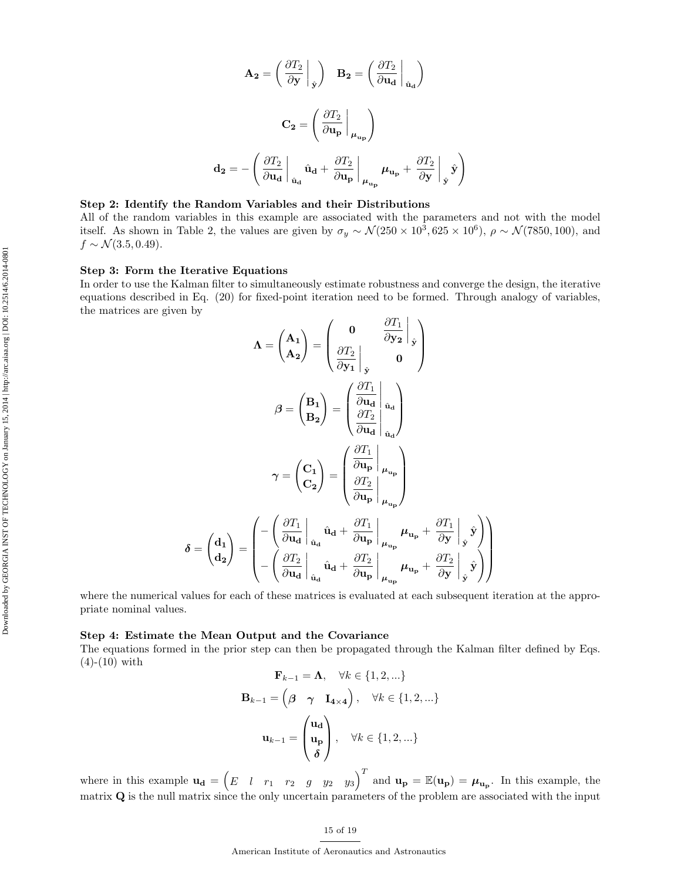$$\mathbf{A_2} = \left( \frac{\partial T_2}{\partial \mathbf{y}} \bigg|_{\hat{\mathbf{y}}} \right) \quad \mathbf{B_2} = \left( \frac{\partial T_2}{\partial \mathbf{u_d}} \bigg|_{\hat{\mathbf{u}}_\mathbf{d}} \right)$$

$$\mathbf{C_2} = \left( \frac{\partial T_2}{\partial \mathbf{u_p}} \bigg|_{\boldsymbol{\mu}_{\mathbf{u_p}}} \right)$$

$$\mathbf{d_2} = -\left( \frac{\partial T_2}{\partial \mathbf{u_d}} \bigg|_{\hat{\mathbf{u}}_\mathbf{d}} \hat{\mathbf{u}}_\mathbf{d} + \frac{\partial T_2}{\partial \mathbf{u_p}} \bigg|_{\boldsymbol{\mu}_{\mathbf{u_p}}} \boldsymbol{\mu}_{\mathbf{u_p}} + \frac{\partial T_2}{\partial \mathbf{y}} \bigg|_{\hat{\mathbf{y}}} \hat{\mathbf{y}} \right)$$

**Step 2: Identify the Random Variables and their Distributions**

All of the random variables in this example are associated with the parameters and not with the model itself. As shown in Table 2, the values are given by $\sigma_y \sim \mathcal{N}(250 \times 10^3, 625 \times 10^6)$, $\rho \sim \mathcal{N}(7850, 100)$, and $f \sim \mathcal{N}(3.5, 0.49)$.

**Step 3: Form the Iterative Equations**

In order to use the Kalman filter to simultaneously estimate robustness and converge the design, the iterative equations described in Eq. (20) for fixed-point iteration need to be formed. Through analogy of variables, the matrices are given by

$$\boldsymbol{\Lambda} = \begin{pmatrix} \mathbf{A_1} \\ \mathbf{A_2} \end{pmatrix} = \begin{pmatrix} \mathbf{0} & \dfrac{\partial T_1}{\partial \mathbf{y_2}} \bigg|_{\hat{\mathbf{y}}} \\ \dfrac{\partial T_2}{\partial \mathbf{y_1}} \bigg|_{\hat{\mathbf{y}}} & \mathbf{0} \end{pmatrix}$$

$$\boldsymbol{\beta} = \begin{pmatrix} \mathbf{B_1} \\ \mathbf{B_2} \end{pmatrix} = \begin{pmatrix} \dfrac{\partial T_1}{\partial \mathbf{u_d}} \bigg|_{\hat{\mathbf{u}}_\mathbf{d}} \\ \dfrac{\partial T_2}{\partial \mathbf{u_d}} \bigg|_{\hat{\mathbf{u}}_\mathbf{d}} \end{pmatrix}$$

$$\boldsymbol{\gamma} = \begin{pmatrix} \mathbf{C_1} \\ \mathbf{C_2} \end{pmatrix} = \begin{pmatrix} \dfrac{\partial T_1}{\partial \mathbf{u_p}} \bigg|_{\boldsymbol{\mu}_{\mathbf{u_p}}} \\ \dfrac{\partial T_2}{\partial \mathbf{u_p}} \bigg|_{\boldsymbol{\mu}_{\mathbf{u_p}}} \end{pmatrix}$$

$$\boldsymbol{\delta} = \begin{pmatrix} \mathbf{d_1} \\ \mathbf{d_2} \end{pmatrix} = \begin{pmatrix} -\left( \dfrac{\partial T_1}{\partial \mathbf{u_d}} \bigg|_{\hat{\mathbf{u}}_\mathbf{d}} \hat{\mathbf{u}}_\mathbf{d} + \dfrac{\partial T_1}{\partial \mathbf{u_p}} \bigg|_{\boldsymbol{\mu}_{\mathbf{u_p}}} \boldsymbol{\mu}_{\mathbf{u_p}} + \dfrac{\partial T_1}{\partial \mathbf{y}} \bigg|_{\hat{\mathbf{y}}} \hat{\mathbf{y}} \right) \\ -\left( \dfrac{\partial T_2}{\partial \mathbf{u_d}} \bigg|_{\hat{\mathbf{u}}_\mathbf{d}} \hat{\mathbf{u}}_\mathbf{d} + \dfrac{\partial T_2}{\partial \mathbf{u_p}} \bigg|_{\boldsymbol{\mu}_{\mathbf{u_p}}} \boldsymbol{\mu}_{\mathbf{u_p}} + \dfrac{\partial T_2}{\partial \mathbf{y}} \bigg|_{\hat{\mathbf{y}}} \hat{\mathbf{y}} \right) \end{pmatrix}$$

where the numerical values for each of these matrices is evaluated at each subsequent iteration at the appropriate nominal values.

**Step 4: Estimate the Mean Output and the Covariance**

The equations formed in the prior step can then be propagated through the Kalman filter defined by Eqs. (4)-(10) with

$$\mathbf{F}_{k-1} = \boldsymbol{\Lambda}, \quad \forall k \in \{1, 2, ...\}$$

$$\mathbf{B}_{k-1} = \begin{pmatrix} \boldsymbol{\beta} & \boldsymbol{\gamma} & \mathbf{I_{4\times4}} \end{pmatrix}, \quad \forall k \in \{1, 2, ...\}$$

$$\mathbf{u}_{k-1} = \begin{pmatrix} \mathbf{u_d} \\ \mathbf{u_p} \\ \boldsymbol{\delta} \end{pmatrix}, \quad \forall k \in \{1, 2, ...\}$$

where in this example $\mathbf{u_d} = \begin{pmatrix} E & l & r_1 & r_2 & g & y_2 & y_3 \end{pmatrix}^T$ and $\mathbf{u_p} = \mathbb{E}(\mathbf{u_p}) = \boldsymbol{\mu}_{\mathbf{u_p}}$. In this example, the matrix $\mathbf{Q}$ is the null matrix since the only uncertain parameters of the problem are associated with the input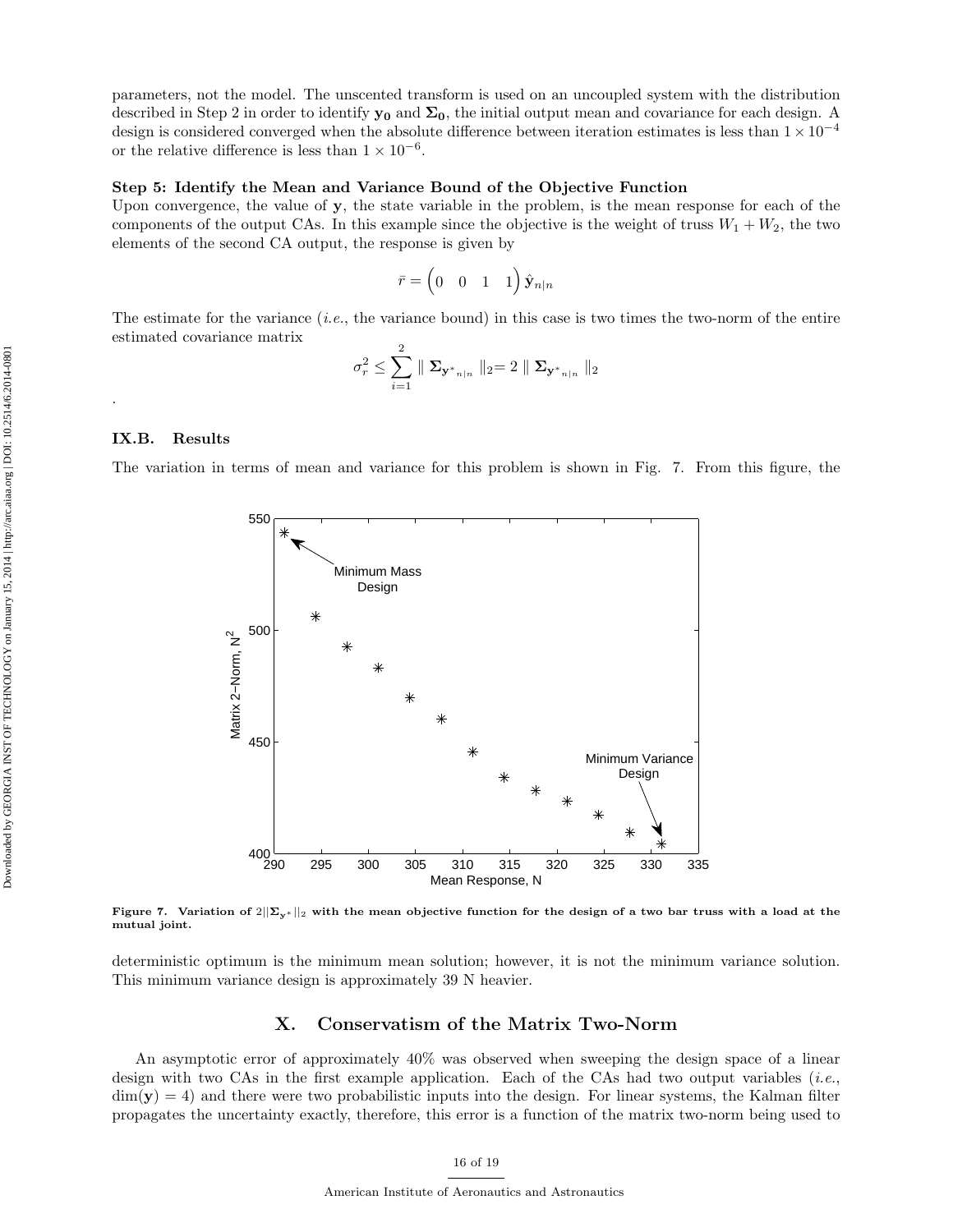parameters, not the model. The unscented transform is used on an uncoupled system with the distribution described in Step 2 in order to identify $\mathbf{y_0}$ and $\mathbf{\Sigma_0}$, the initial output mean and covariance for each design. A design is considered converged when the absolute difference between iteration estimates is less than $1 \times 10^{-4}$ or the relative difference is less than $1 \times 10^{-6}$.

**Step 5: Identify the Mean and Variance Bound of the Objective Function**

Upon convergence, the value of $\mathbf{y}$, the state variable in the problem, is the mean response for each of the components of the output CAs. In this example since the objective is the weight of truss $W_1 + W_2$, the two elements of the second CA output, the response is given by

$$\bar{r} = \begin{pmatrix} 0 & 0 & 1 & 1 \end{pmatrix} \hat{\mathbf{y}}_{n|n}$$

The estimate for the variance (*i.e.*, the variance bound) in this case is two times the two-norm of the entire estimated covariance matrix

$$\sigma_r^2 \leq \sum_{i=1}^{2} \parallel \mathbf{\Sigma}_{\mathbf{y}^*{}_{n|n}} \parallel_2 = 2 \parallel \mathbf{\Sigma}_{\mathbf{y}^*{}_{n|n}} \parallel_2$$

.

## IX.B. Results

The variation in terms of mean and variance for this problem is shown in Fig. 7. From this figure, the

**Figure 7. Variation of $2||\mathbf{\Sigma}_{\mathbf{y}^*}||_2$ with the mean objective function for the design of a two bar truss with a load at the mutual joint.**

deterministic optimum is the minimum mean solution; however, it is not the minimum variance solution. This minimum variance design is approximately 39 N heavier.

# X. Conservatism of the Matrix Two-Norm

An asymptotic error of approximately 40% was observed when sweeping the design space of a linear design with two CAs in the first example application. Each of the CAs had two output variables (*i.e.*, $\dim(\mathbf{y}) = 4$) and there were two probabilistic inputs into the design. For linear systems, the Kalman filter propagates the uncertainty exactly, therefore, this error is a function of the matrix two-norm being used to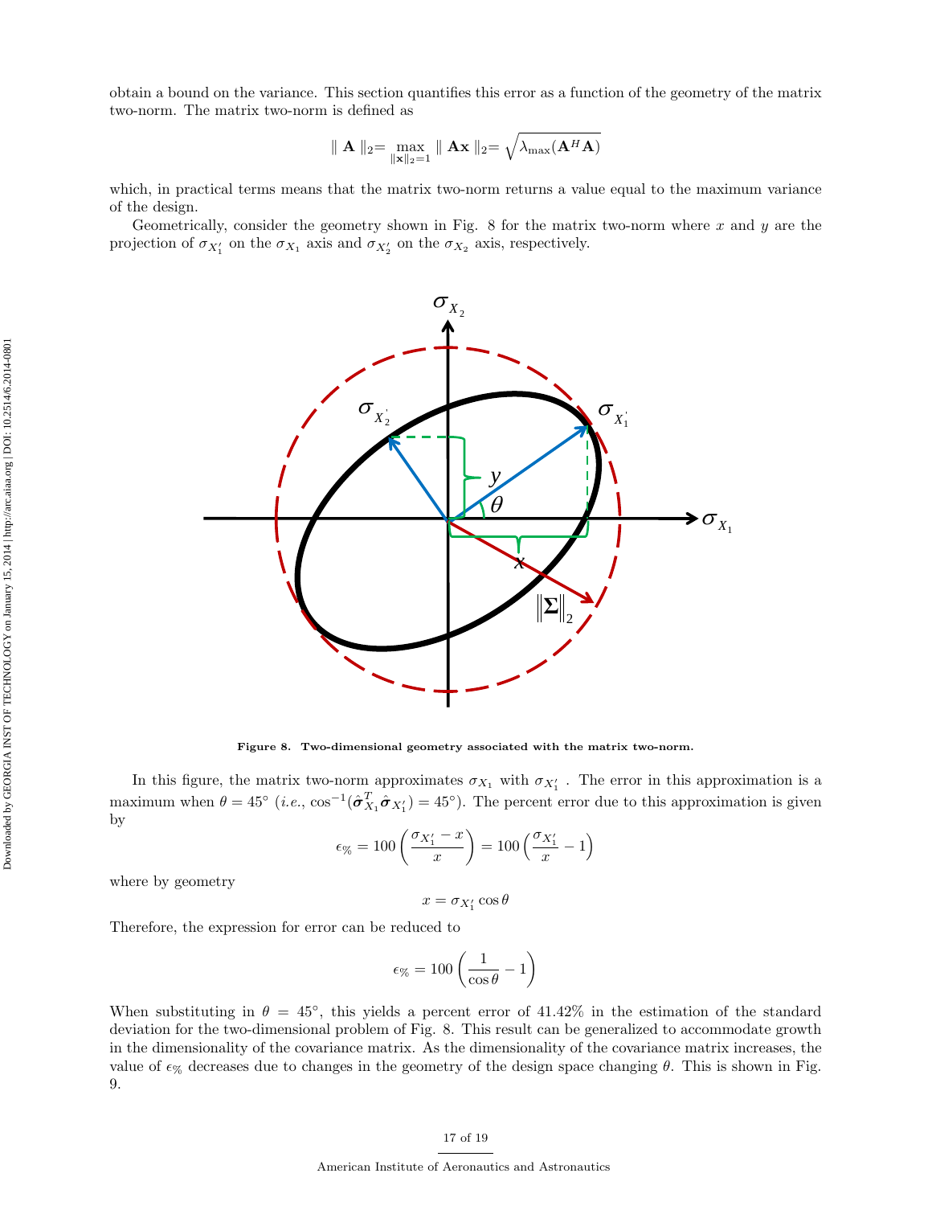obtain a bound on the variance. This section quantifies this error as a function of the geometry of the matrix two-norm. The matrix two-norm is defined as

$$\| \mathbf{A} \|_2 = \max_{\|\mathbf{x}\|_2=1} \| \mathbf{A}\mathbf{x} \|_2 = \sqrt{\lambda_{\max}(\mathbf{A}^H \mathbf{A})}$$

which, in practical terms means that the matrix two-norm returns a value equal to the maximum variance of the design.

Geometrically, consider the geometry shown in Fig. 8 for the matrix two-norm where $x$ and $y$ are the projection of $\sigma_{X_1'}$ on the $\sigma_{X_1}$ axis and $\sigma_{X_2'}$ on the $\sigma_{X_2}$ axis, respectively.

**Figure 8. Two-dimensional geometry associated with the matrix two-norm.**

In this figure, the matrix two-norm approximates $\sigma_{X_1}$ with $\sigma_{X_1'}$ . The error in this approximation is a maximum when $\theta = 45°$ (*i.e.*, $\cos^{-1}(\hat{\boldsymbol{\sigma}}_{X_1}^T \hat{\boldsymbol{\sigma}}_{X_1'}) = 45°$). The percent error due to this approximation is given by

$$\epsilon_{\%} = 100 \left( \frac{\sigma_{X_1'} - x}{x} \right) = 100 \left( \frac{\sigma_{X_1'}}{x} - 1 \right)$$

where by geometry

$$x = \sigma_{X_1'} \cos\theta$$

Therefore, the expression for error can be reduced to

$$\epsilon_{\%} = 100 \left( \frac{1}{\cos\theta} - 1 \right)$$

When substituting in $\theta = 45°$, this yields a percent error of 41.42% in the estimation of the standard deviation for the two-dimensional problem of Fig. 8. This result can be generalized to accommodate growth in the dimensionality of the covariance matrix. As the dimensionality of the covariance matrix increases, the value of $\epsilon_{\%}$ decreases due to changes in the geometry of the design space changing $\theta$. This is shown in Fig. 9.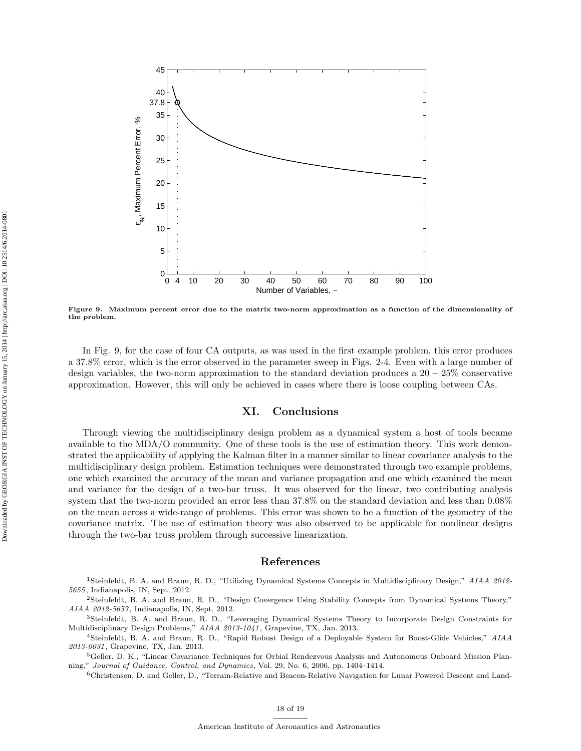**Figure 9. Maximum percent error due to the matrix two-norm approximation as a function of the dimensionality of the problem.**

In Fig. 9, for the case of four CA outputs, as was used in the first example problem, this error produces a 37.8% error, which is the error observed in the parameter sweep in Figs. 2-4. Even with a large number of design variables, the two-norm approximation to the standard deviation produces a $20-25\%$ conservative approximation. However, this will only be achieved in cases where there is loose coupling between CAs.

## XI. Conclusions

Through viewing the multidisciplinary design problem as a dynamical system a host of tools became available to the MDA/O community. One of these tools is the use of estimation theory. This work demonstrated the applicability of applying the Kalman filter in a manner similar to linear covariance analysis to the multidisciplinary design problem. Estimation techniques were demonstrated through two example problems, one which examined the accuracy of the mean and variance propagation and one which examined the mean and variance for the design of a two-bar truss. It was observed for the linear, two contributing analysis system that the two-norm provided an error less than 37.8% on the standard deviation and less than 0.08% on the mean across a wide-range of problems. This error was shown to be a function of the geometry of the covariance matrix. The use of estimation theory was also observed to be applicable for nonlinear designs through the two-bar truss problem through successive linearization.

## References

[1] Steinfeldt, B. A. and Braun, R. D., "Utilizing Dynamical Systems Concepts in Multidisciplinary Design," *AIAA 2012-5655*, Indianapolis, IN, Sept. 2012.

[2] Steinfeldt, B. A. and Braun, R. D., "Design Covergence Using Stability Concepts from Dynamical Systems Theory," *AIAA 2012-5657*, Indianapolis, IN, Sept. 2012.

[3] Steinfeldt, B. A. and Braun, R. D., "Leveraging Dynamical Systems Theory to Incorporate Design Constraints for Multidisciplinary Design Problems," *AIAA 2013-1041*, Grapevine, TX, Jan. 2013.

[4] Steinfeldt, B. A. and Braun, R. D., "Rapid Robust Design of a Deployable System for Boost-Glide Vehicles," *AIAA 2013-0031*, Grapevine, TX, Jan. 2013.

[5] Geller, D. K., "Linear Covariance Techniques for Orbial Rendezvous Analysis and Autonomous Onboard Mission Planning," *Journal of Guidance, Control, and Dynamics*, Vol. 29, No. 6, 2006, pp. 1404–1414.

[6] Christensen, D. and Geller, D., "Terrain-Relative and Beacon-Relative Navigation for Lunar Powered Descent and Land-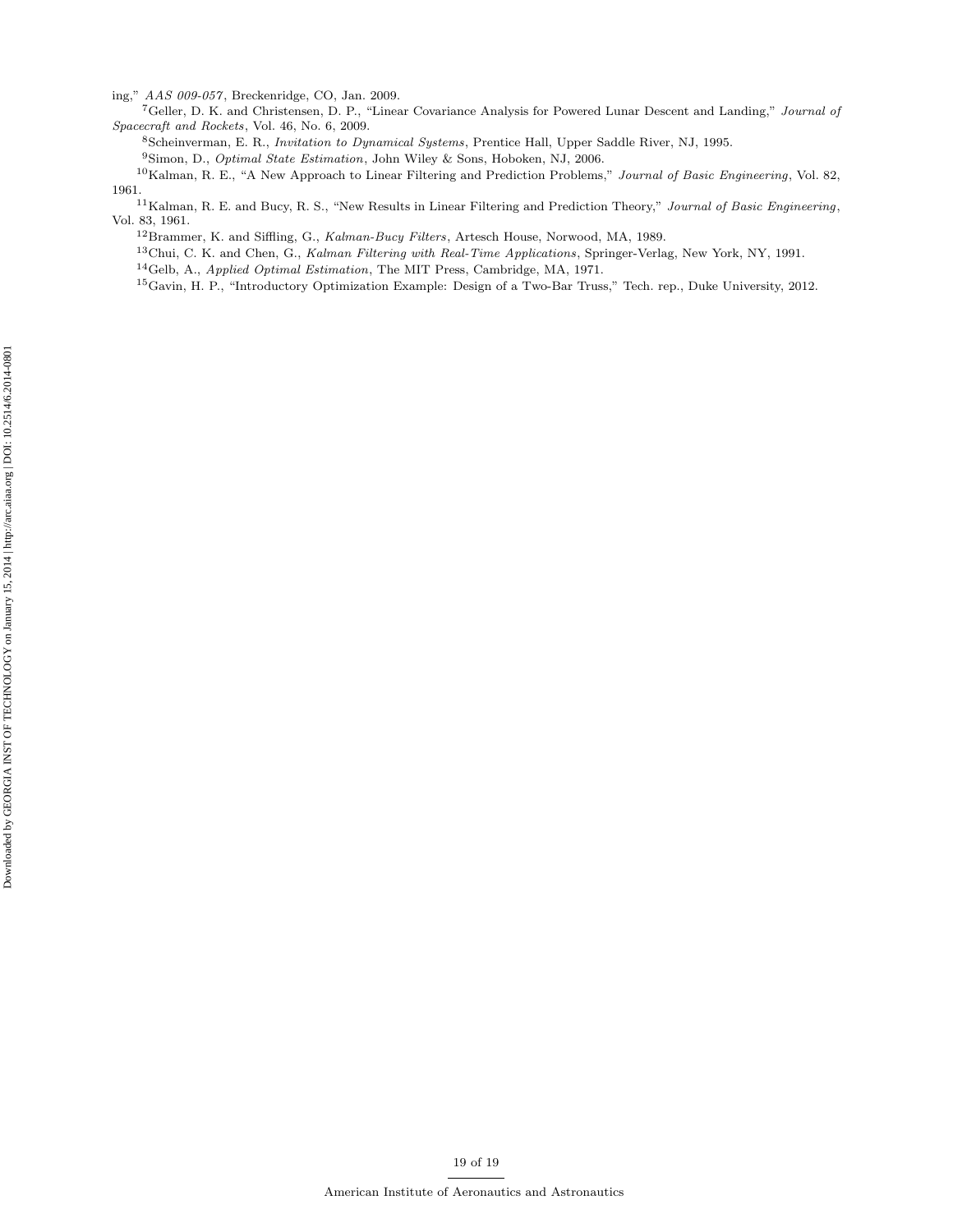ing," *AAS 009-057*, Breckenridge, CO, Jan. 2009.

[7]Geller, D. K. and Christensen, D. P., "Linear Covariance Analysis for Powered Lunar Descent and Landing," *Journal of Spacecraft and Rockets*, Vol. 46, No. 6, 2009.

[8]Scheinverman, E. R., *Invitation to Dynamical Systems*, Prentice Hall, Upper Saddle River, NJ, 1995.

[9]Simon, D., *Optimal State Estimation*, John Wiley & Sons, Hoboken, NJ, 2006.

[10]Kalman, R. E., "A New Approach to Linear Filtering and Prediction Problems," *Journal of Basic Engineering*, Vol. 82, 1961.

[11]Kalman, R. E. and Bucy, R. S., "New Results in Linear Filtering and Prediction Theory," *Journal of Basic Engineering*, Vol. 83, 1961.

[12]Brammer, K. and Siffling, G., *Kalman-Bucy Filters*, Artesch House, Norwood, MA, 1989.

[13]Chui, C. K. and Chen, G., *Kalman Filtering with Real-Time Applications*, Springer-Verlag, New York, NY, 1991.

[14]Gelb, A., *Applied Optimal Estimation*, The MIT Press, Cambridge, MA, 1971.

[15]Gavin, H. P., "Introductory Optimization Example: Design of a Two-Bar Truss," Tech. rep., Duke University, 2012.